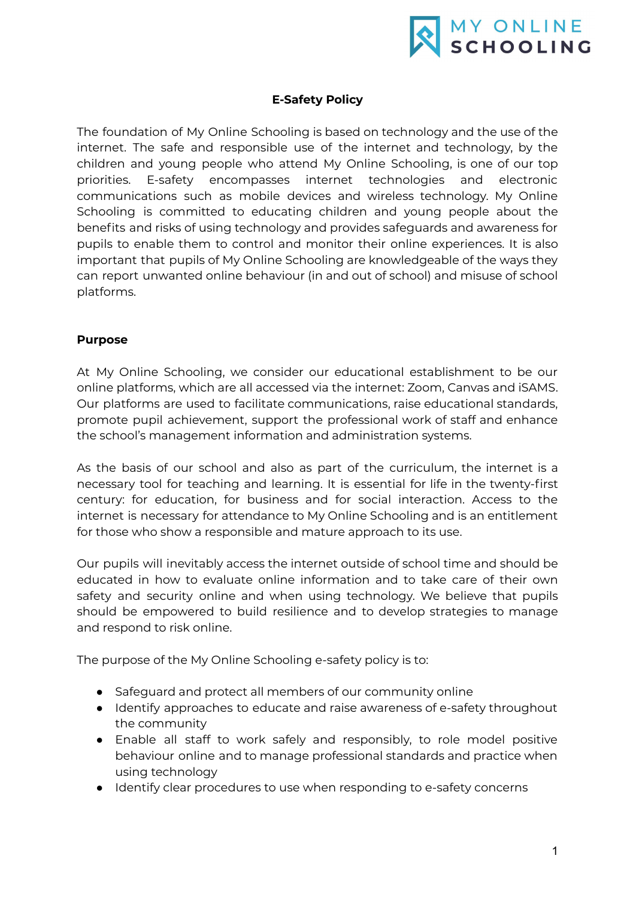# E-Safety Policy

The foundation of My Online Schooling is based on technology and the use of the internet. The safe and responsible use of the internet and technology, by the children and young people who attend My Online Schooling, is one of our top priorities. E-safety encompasses internet technologies and electronic communications such as mobile devices and wireless technology. My Online Schooling is committed to educating children and young people about the benefits and risks of using technology and provides safeguards and awareness for pupils to enable them to control and monitor their online experiences. It is also important that pupils of My Online Schooling are knowledgeable of the ways they can report unwanted online behaviour (in and out of school) and misuse of school platforms.

## Purpose

At My Online Schooling, we consider our educational establishment to be our online platforms, which are all accessed via the internet: Zoom, Canvas and iSAMS. Our platforms are used to facilitate communications, raise educational standards, promote pupil achievement, support the professional work of staff and enhance the school's management information and administration systems.

As the basis of our school and also as part of the curriculum, the internet is a necessary tool for teaching and learning. It is essential for life in the twenty-first century: for education, for business and for social interaction. Access to the internet is necessary for attendance to My Online Schooling and is an entitlement for those who show a responsible and mature approach to its use.

Our pupils will inevitably access the internet outside of school time and should be educated in how to evaluate online information and to take care of their own safety and security online and when using technology. We believe that pupils should be empowered to build resilience and to develop strategies to manage and respond to risk online.

The purpose of the My Online Schooling e-safety policy is to:

- Safeguard and protect all members of our community online
- Identify approaches to educate and raise awareness of e-safety throughout the community
- Enable all staff to work safely and responsibly, to role model positive behaviour online and to manage professional standards and practice when using technology
- Identify clear procedures to use when responding to e-safety concerns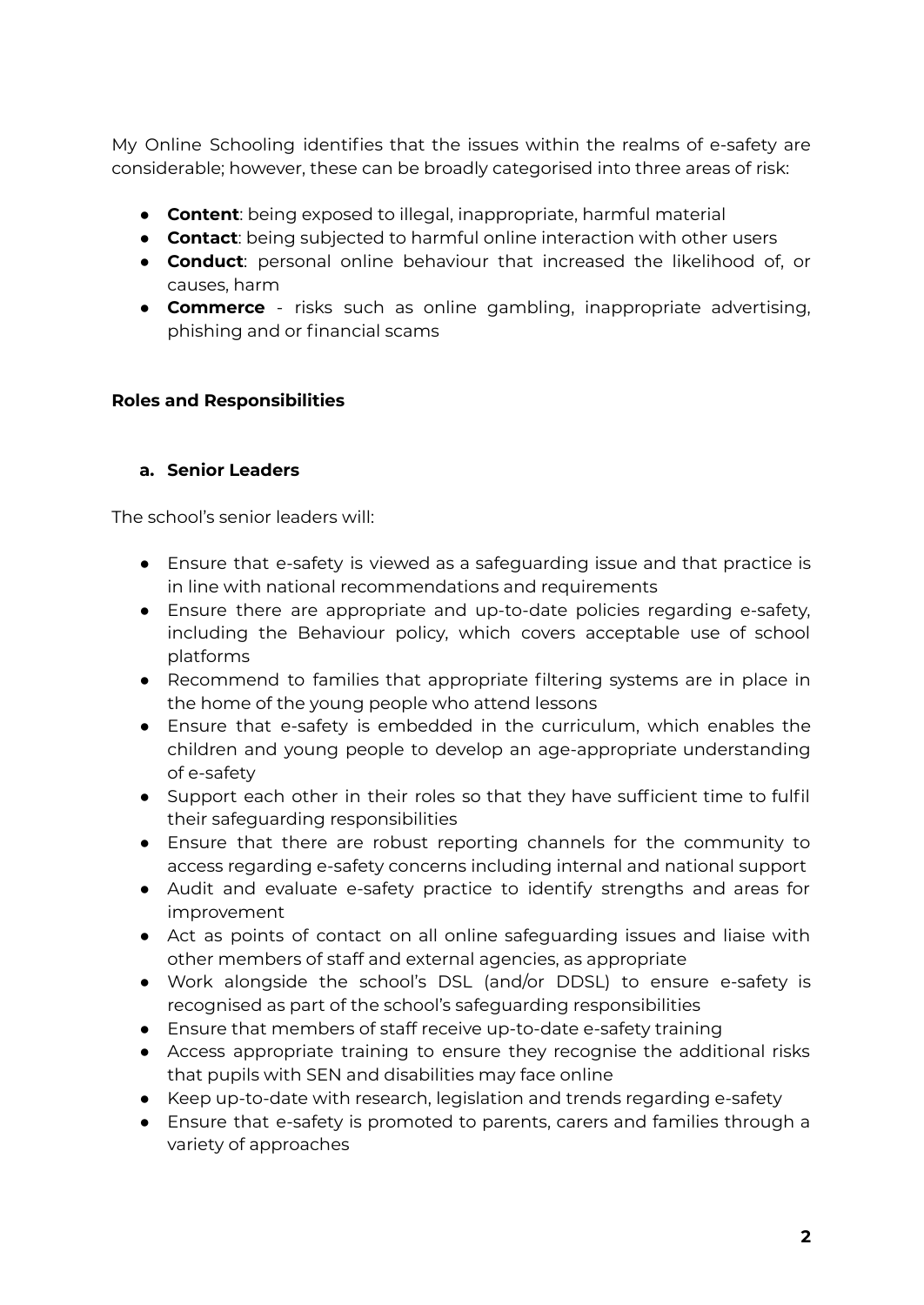My Online Schooling identifies that the issues within the realms of e-safety are considerable; however, these can be broadly categorised into three areas of risk:

- **Content**: being exposed to illegal, inappropriate, harmful material
- **Contact**: being subjected to harmful online interaction with other users
- **Conduct**: personal online behaviour that increased the likelihood of, or causes, harm
- **Commerce** - risks such as online gambling, inappropriate advertising, phishing and or financial scams

**Roles and Responsibilities**

**a. Senior Leaders**

The school's senior leaders will:

- Ensure that e-safety is viewed as a safeguarding issue and that practice is in line with national recommendations and requirements
- Ensure there are appropriate and up-to-date policies regarding e-safety, including the Behaviour policy, which covers acceptable use of school platforms
- Recommend to families that appropriate filtering systems are in place in the home of the young people who attend lessons
- Ensure that e-safety is embedded in the curriculum, which enables the children and young people to develop an age-appropriate understanding of e-safety
- Support each other in their roles so that they have sufficient time to fulfil their safeguarding responsibilities
- Ensure that there are robust reporting channels for the community to access regarding e-safety concerns including internal and national support
- Audit and evaluate e-safety practice to identify strengths and areas for improvement
- Act as points of contact on all online safeguarding issues and liaise with other members of staff and external agencies, as appropriate
- Work alongside the school's DSL (and/or DDSL) to ensure e-safety is recognised as part of the school's safeguarding responsibilities
- Ensure that members of staff receive up-to-date e-safety training
- Access appropriate training to ensure they recognise the additional risks that pupils with SEN and disabilities may face online
- Keep up-to-date with research, legislation and trends regarding e-safety
- Ensure that e-safety is promoted to parents, carers and families through a variety of approaches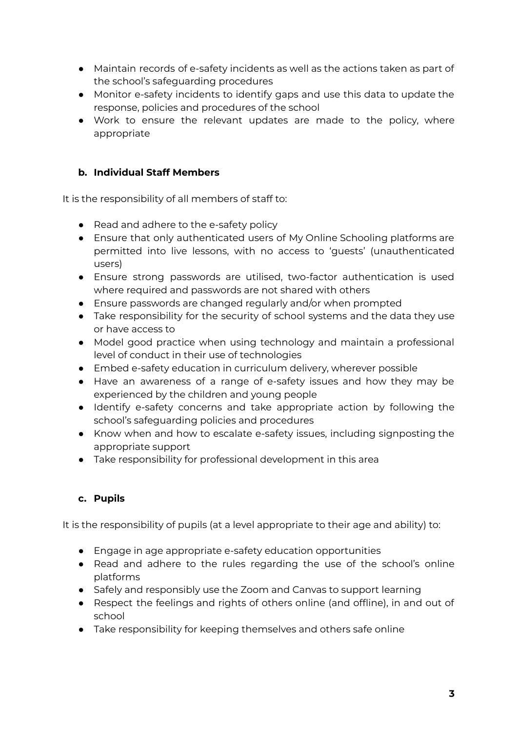- Maintain records of e-safety incidents as well as the actions taken as part of the school's safeguarding procedures
- Monitor e-safety incidents to identify gaps and use this data to update the response, policies and procedures of the school
- Work to ensure the relevant updates are made to the policy, where appropriate

### b. Individual Staff Members

It is the responsibility of all members of staff to:

- Read and adhere to the e-safety policy
- Ensure that only authenticated users of My Online Schooling platforms are permitted into live lessons, with no access to 'guests' (unauthenticated users)
- Ensure strong passwords are utilised, two-factor authentication is used where required and passwords are not shared with others
- Ensure passwords are changed regularly and/or when prompted
- Take responsibility for the security of school systems and the data they use or have access to
- Model good practice when using technology and maintain a professional level of conduct in their use of technologies
- Embed e-safety education in curriculum delivery, wherever possible
- Have an awareness of a range of e-safety issues and how they may be experienced by the children and young people
- Identify e-safety concerns and take appropriate action by following the school's safeguarding policies and procedures
- Know when and how to escalate e-safety issues, including signposting the appropriate support
- Take responsibility for professional development in this area

### c. Pupils

It is the responsibility of pupils (at a level appropriate to their age and ability) to:

- Engage in age appropriate e-safety education opportunities
- Read and adhere to the rules regarding the use of the school's online platforms
- Safely and responsibly use the Zoom and Canvas to support learning
- Respect the feelings and rights of others online (and offline), in and out of school
- Take responsibility for keeping themselves and others safe online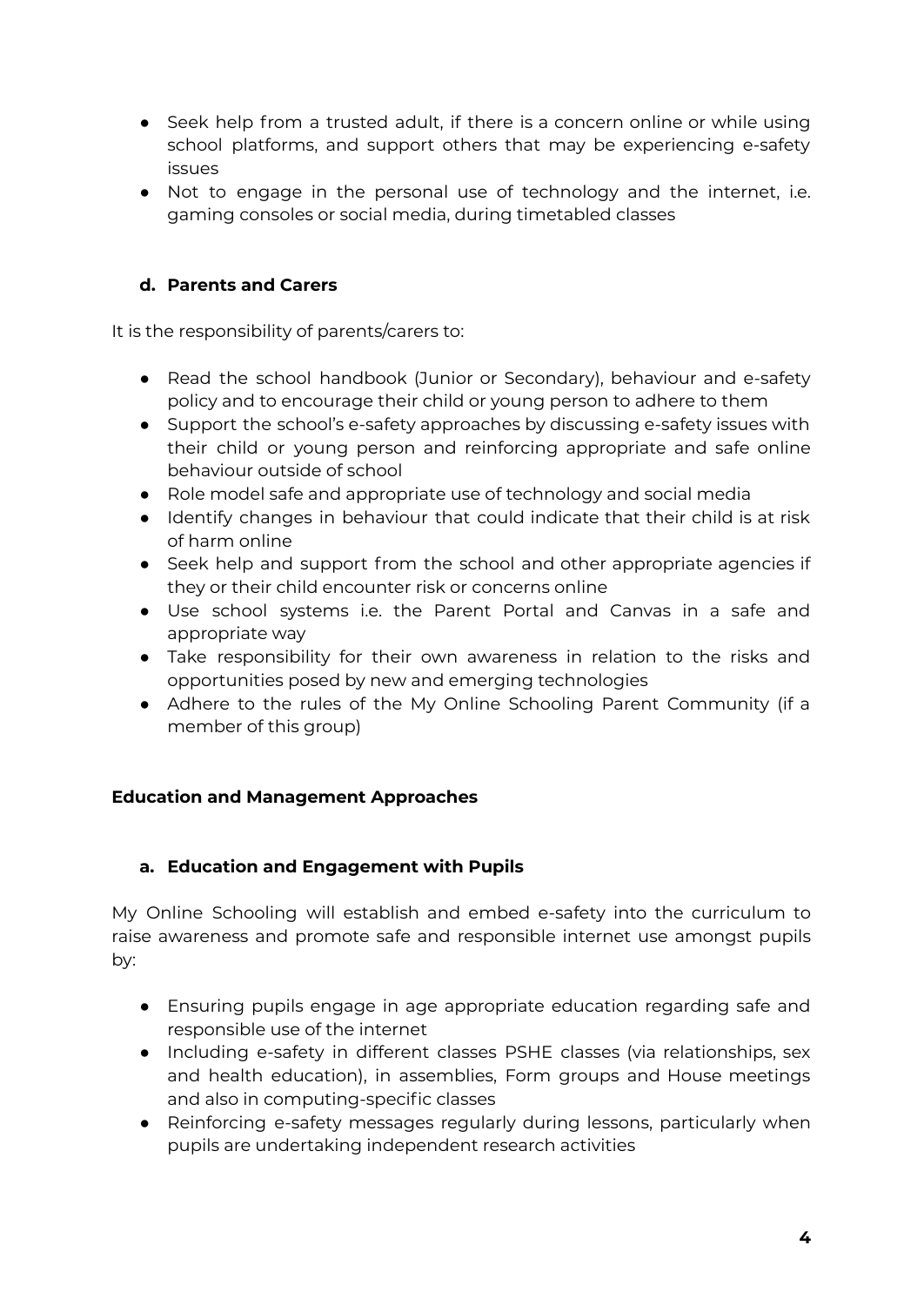- Seek help from a trusted adult, if there is a concern online or while using school platforms, and support others that may be experiencing e-safety issues
- Not to engage in the personal use of technology and the internet, i.e. gaming consoles or social media, during timetabled classes

### d. Parents and Carers

It is the responsibility of parents/carers to:

- Read the school handbook (Junior or Secondary), behaviour and e-safety policy and to encourage their child or young person to adhere to them
- Support the school's e-safety approaches by discussing e-safety issues with their child or young person and reinforcing appropriate and safe online behaviour outside of school
- Role model safe and appropriate use of technology and social media
- Identify changes in behaviour that could indicate that their child is at risk of harm online
- Seek help and support from the school and other appropriate agencies if they or their child encounter risk or concerns online
- Use school systems i.e. the Parent Portal and Canvas in a safe and appropriate way
- Take responsibility for their own awareness in relation to the risks and opportunities posed by new and emerging technologies
- Adhere to the rules of the My Online Schooling Parent Community (if a member of this group)

## Education and Management Approaches

### a. Education and Engagement with Pupils

My Online Schooling will establish and embed e-safety into the curriculum to raise awareness and promote safe and responsible internet use amongst pupils by:

- Ensuring pupils engage in age appropriate education regarding safe and responsible use of the internet
- Including e-safety in different classes PSHE classes (via relationships, sex and health education), in assemblies, Form groups and House meetings and also in computing-specific classes
- Reinforcing e-safety messages regularly during lessons, particularly when pupils are undertaking independent research activities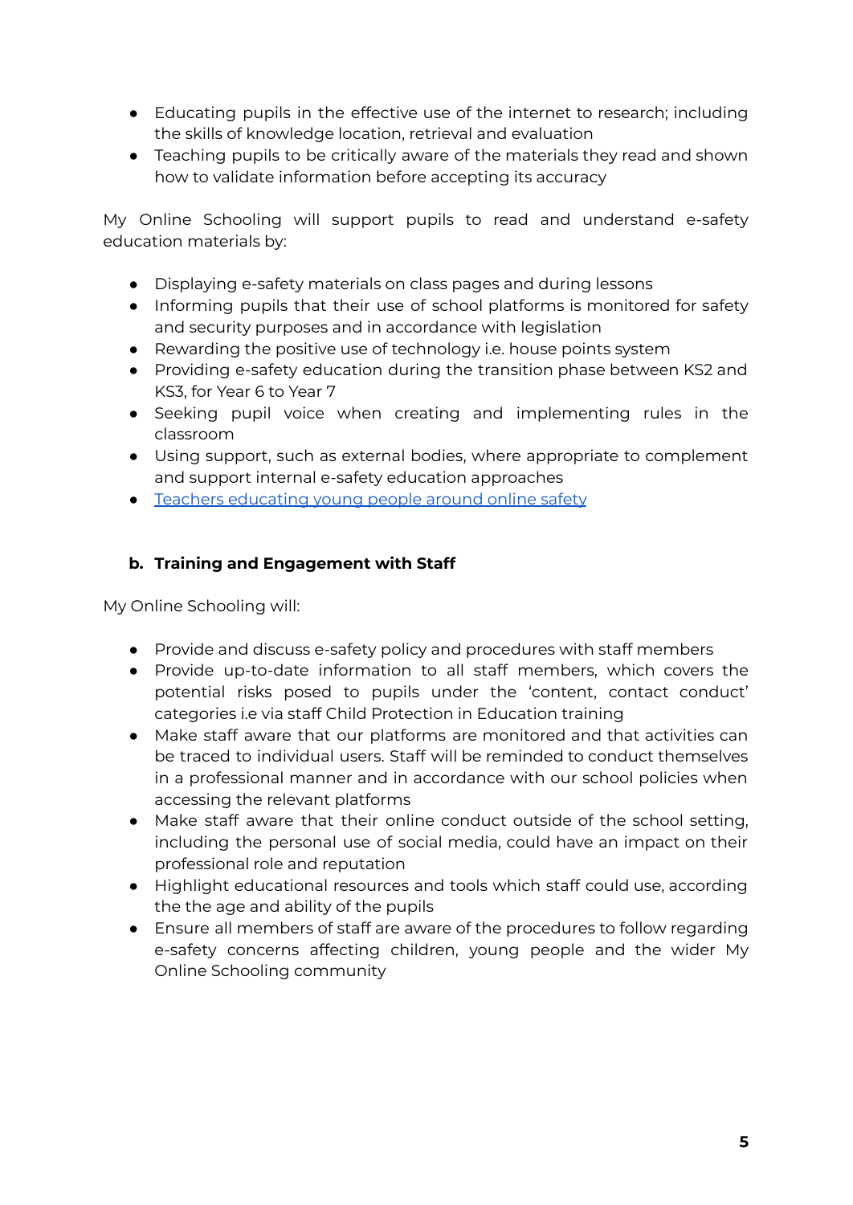- Educating pupils in the effective use of the internet to research; including the skills of knowledge location, retrieval and evaluation
- Teaching pupils to be critically aware of the materials they read and shown how to validate information before accepting its accuracy

My Online Schooling will support pupils to read and understand e-safety education materials by:

- Displaying e-safety materials on class pages and during lessons
- Informing pupils that their use of school platforms is monitored for safety and security purposes and in accordance with legislation
- Rewarding the positive use of technology i.e. house points system
- Providing e-safety education during the transition phase between KS2 and KS3, for Year 6 to Year 7
- Seeking pupil voice when creating and implementing rules in the classroom
- Using support, such as external bodies, where appropriate to complement and support internal e-safety education approaches
- Teachers educating young people around online safety

**b. Training and Engagement with Staff**

My Online Schooling will:

- Provide and discuss e-safety policy and procedures with staff members
- Provide up-to-date information to all staff members, which covers the potential risks posed to pupils under the 'content, contact conduct' categories i.e via staff Child Protection in Education training
- Make staff aware that our platforms are monitored and that activities can be traced to individual users. Staff will be reminded to conduct themselves in a professional manner and in accordance with our school policies when accessing the relevant platforms
- Make staff aware that their online conduct outside of the school setting, including the personal use of social media, could have an impact on their professional role and reputation
- Highlight educational resources and tools which staff could use, according the the age and ability of the pupils
- Ensure all members of staff are aware of the procedures to follow regarding e-safety concerns affecting children, young people and the wider My Online Schooling community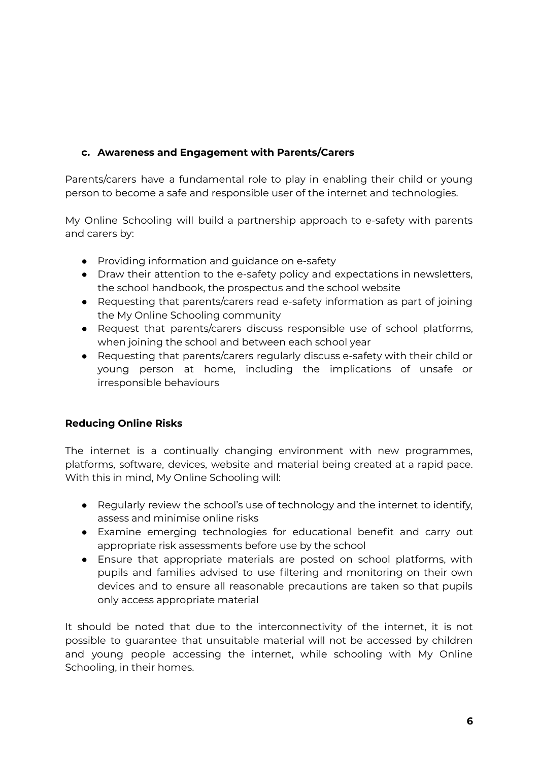### c. Awareness and Engagement with Parents/Carers

Parents/carers have a fundamental role to play in enabling their child or young person to become a safe and responsible user of the internet and technologies.

My Online Schooling will build a partnership approach to e-safety with parents and carers by:

- Providing information and guidance on e-safety
- Draw their attention to the e-safety policy and expectations in newsletters, the school handbook, the prospectus and the school website
- Requesting that parents/carers read e-safety information as part of joining the My Online Schooling community
- Request that parents/carers discuss responsible use of school platforms, when joining the school and between each school year
- Requesting that parents/carers regularly discuss e-safety with their child or young person at home, including the implications of unsafe or irresponsible behaviours

### Reducing Online Risks

The internet is a continually changing environment with new programmes, platforms, software, devices, website and material being created at a rapid pace. With this in mind, My Online Schooling will:

- Regularly review the school's use of technology and the internet to identify, assess and minimise online risks
- Examine emerging technologies for educational benefit and carry out appropriate risk assessments before use by the school
- Ensure that appropriate materials are posted on school platforms, with pupils and families advised to use filtering and monitoring on their own devices and to ensure all reasonable precautions are taken so that pupils only access appropriate material

It should be noted that due to the interconnectivity of the internet, it is not possible to guarantee that unsuitable material will not be accessed by children and young people accessing the internet, while schooling with My Online Schooling, in their homes.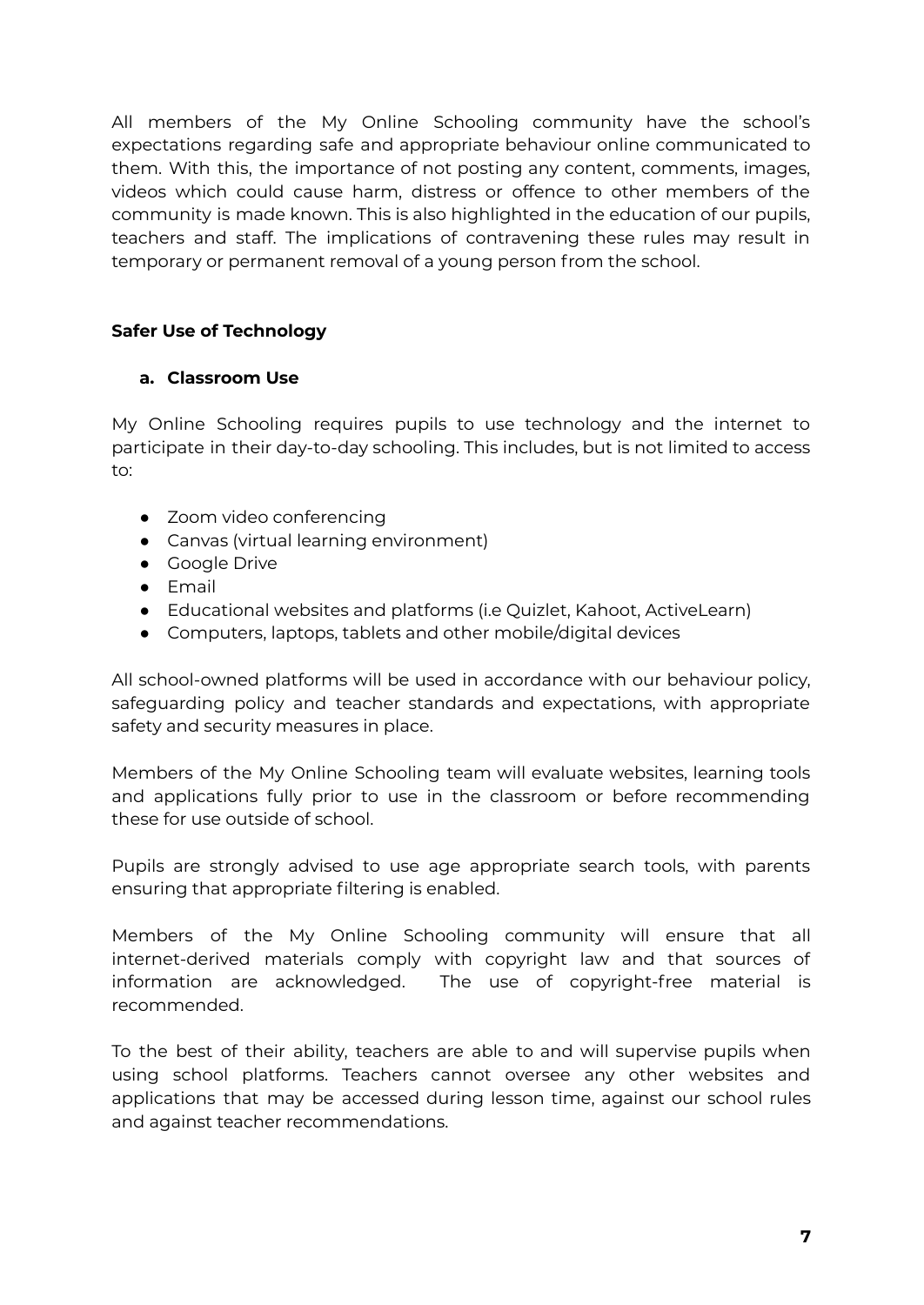All members of the My Online Schooling community have the school's expectations regarding safe and appropriate behaviour online communicated to them. With this, the importance of not posting any content, comments, images, videos which could cause harm, distress or offence to other members of the community is made known. This is also highlighted in the education of our pupils, teachers and staff. The implications of contravening these rules may result in temporary or permanent removal of a young person from the school.

**Safer Use of Technology**

**a. Classroom Use**

My Online Schooling requires pupils to use technology and the internet to participate in their day-to-day schooling. This includes, but is not limited to access to:

- Zoom video conferencing
- Canvas (virtual learning environment)
- Google Drive
- Email
- Educational websites and platforms (i.e Quizlet, Kahoot, ActiveLearn)
- Computers, laptops, tablets and other mobile/digital devices

All school-owned platforms will be used in accordance with our behaviour policy, safeguarding policy and teacher standards and expectations, with appropriate safety and security measures in place.

Members of the My Online Schooling team will evaluate websites, learning tools and applications fully prior to use in the classroom or before recommending these for use outside of school.

Pupils are strongly advised to use age appropriate search tools, with parents ensuring that appropriate filtering is enabled.

Members of the My Online Schooling community will ensure that all internet-derived materials comply with copyright law and that sources of information are acknowledged. The use of copyright-free material is recommended.

To the best of their ability, teachers are able to and will supervise pupils when using school platforms. Teachers cannot oversee any other websites and applications that may be accessed during lesson time, against our school rules and against teacher recommendations.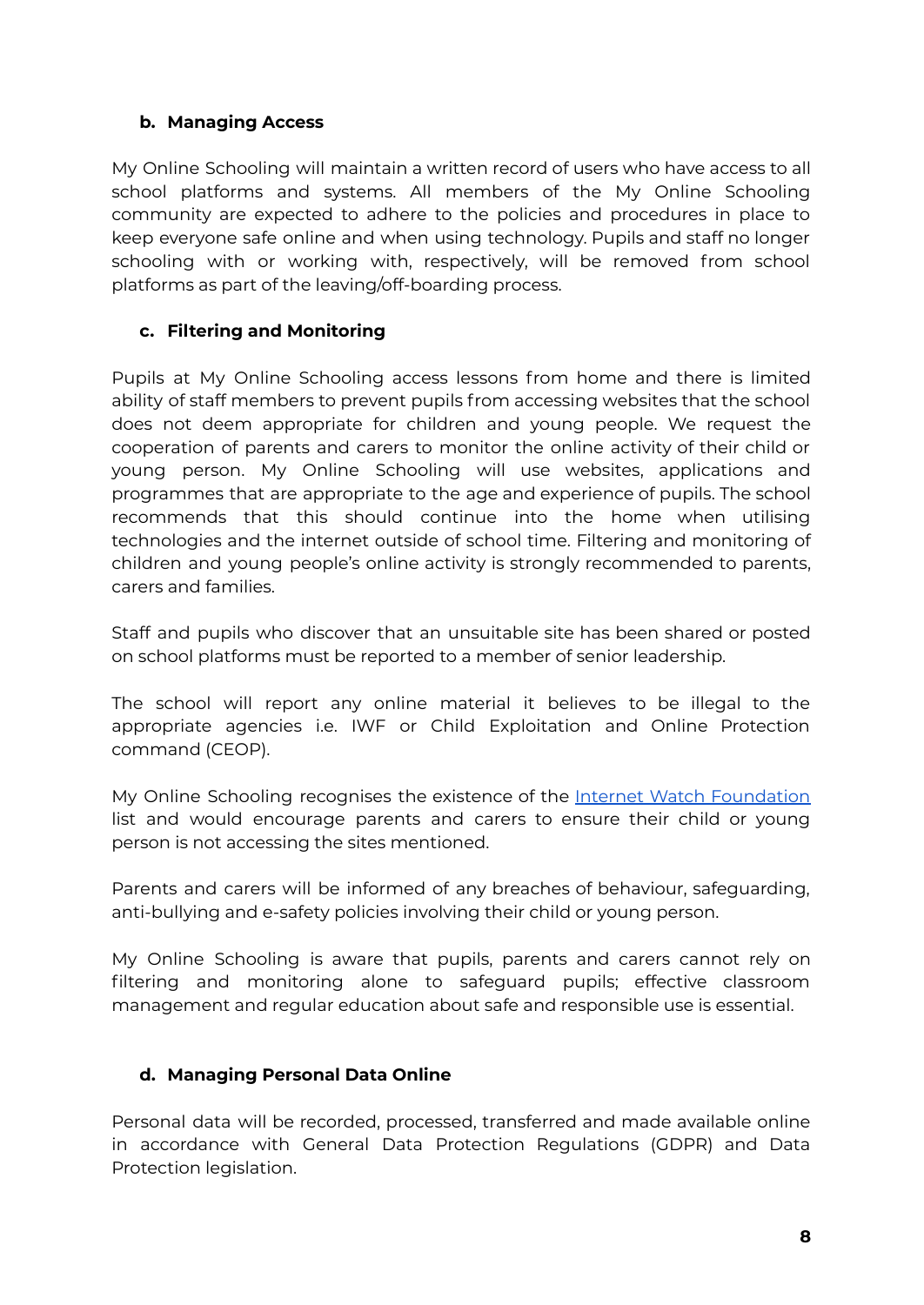### b. Managing Access

My Online Schooling will maintain a written record of users who have access to all school platforms and systems. All members of the My Online Schooling community are expected to adhere to the policies and procedures in place to keep everyone safe online and when using technology. Pupils and staff no longer schooling with or working with, respectively, will be removed from school platforms as part of the leaving/off-boarding process.

### c. Filtering and Monitoring

Pupils at My Online Schooling access lessons from home and there is limited ability of staff members to prevent pupils from accessing websites that the school does not deem appropriate for children and young people. We request the cooperation of parents and carers to monitor the online activity of their child or young person. My Online Schooling will use websites, applications and programmes that are appropriate to the age and experience of pupils. The school recommends that this should continue into the home when utilising technologies and the internet outside of school time. Filtering and monitoring of children and young people's online activity is strongly recommended to parents, carers and families.

Staff and pupils who discover that an unsuitable site has been shared or posted on school platforms must be reported to a member of senior leadership.

The school will report any online material it believes to be illegal to the appropriate agencies i.e. IWF or Child Exploitation and Online Protection command (CEOP).

My Online Schooling recognises the existence of the Internet Watch Foundation list and would encourage parents and carers to ensure their child or young person is not accessing the sites mentioned.

Parents and carers will be informed of any breaches of behaviour, safeguarding, anti-bullying and e-safety policies involving their child or young person.

My Online Schooling is aware that pupils, parents and carers cannot rely on filtering and monitoring alone to safeguard pupils; effective classroom management and regular education about safe and responsible use is essential.

### d. Managing Personal Data Online

Personal data will be recorded, processed, transferred and made available online in accordance with General Data Protection Regulations (GDPR) and Data Protection legislation.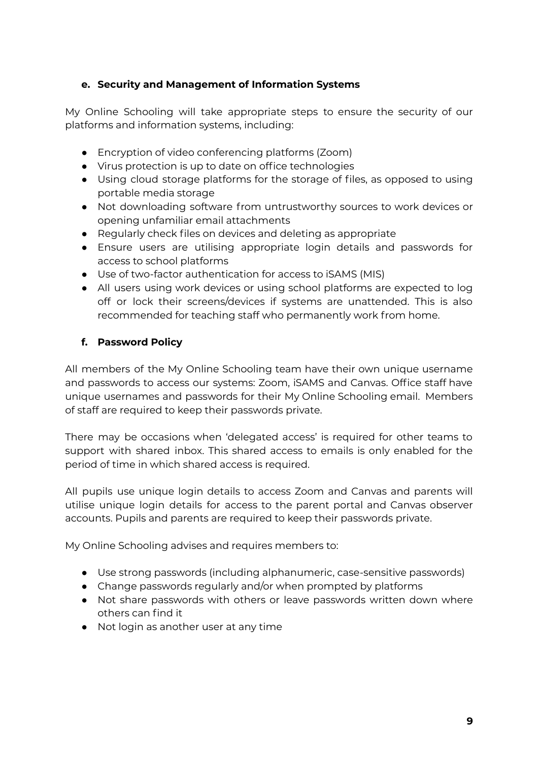#### e. Security and Management of Information Systems

My Online Schooling will take appropriate steps to ensure the security of our platforms and information systems, including:

- Encryption of video conferencing platforms (Zoom)
- Virus protection is up to date on office technologies
- Using cloud storage platforms for the storage of files, as opposed to using portable media storage
- Not downloading software from untrustworthy sources to work devices or opening unfamiliar email attachments
- Regularly check files on devices and deleting as appropriate
- Ensure users are utilising appropriate login details and passwords for access to school platforms
- Use of two-factor authentication for access to iSAMS (MIS)
- All users using work devices or using school platforms are expected to log off or lock their screens/devices if systems are unattended. This is also recommended for teaching staff who permanently work from home.

#### f. Password Policy

All members of the My Online Schooling team have their own unique username and passwords to access our systems: Zoom, iSAMS and Canvas. Office staff have unique usernames and passwords for their My Online Schooling email. Members of staff are required to keep their passwords private.

There may be occasions when 'delegated access' is required for other teams to support with shared inbox. This shared access to emails is only enabled for the period of time in which shared access is required.

All pupils use unique login details to access Zoom and Canvas and parents will utilise unique login details for access to the parent portal and Canvas observer accounts. Pupils and parents are required to keep their passwords private.

My Online Schooling advises and requires members to:

- Use strong passwords (including alphanumeric, case-sensitive passwords)
- Change passwords regularly and/or when prompted by platforms
- Not share passwords with others or leave passwords written down where others can find it
- Not login as another user at any time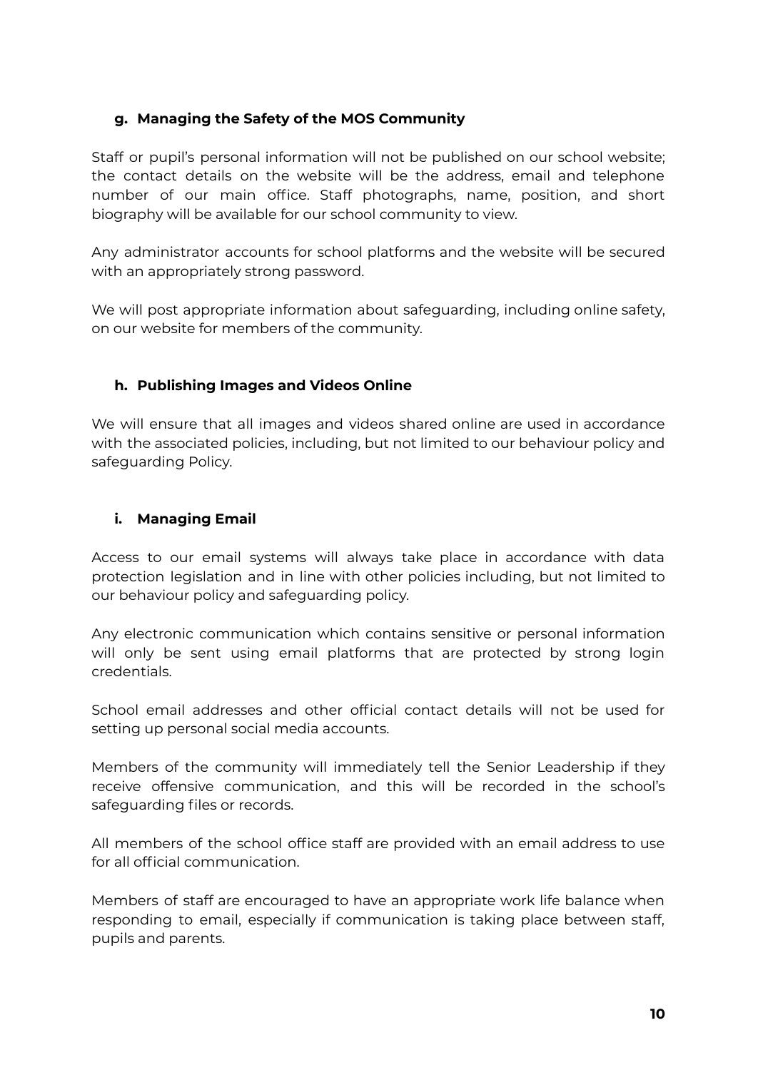### g. Managing the Safety of the MOS Community

Staff or pupil's personal information will not be published on our school website; the contact details on the website will be the address, email and telephone number of our main office. Staff photographs, name, position, and short biography will be available for our school community to view.

Any administrator accounts for school platforms and the website will be secured with an appropriately strong password.

We will post appropriate information about safeguarding, including online safety, on our website for members of the community.

### h. Publishing Images and Videos Online

We will ensure that all images and videos shared online are used in accordance with the associated policies, including, but not limited to our behaviour policy and safeguarding Policy.

### i. Managing Email

Access to our email systems will always take place in accordance with data protection legislation and in line with other policies including, but not limited to our behaviour policy and safeguarding policy.

Any electronic communication which contains sensitive or personal information will only be sent using email platforms that are protected by strong login credentials.

School email addresses and other official contact details will not be used for setting up personal social media accounts.

Members of the community will immediately tell the Senior Leadership if they receive offensive communication, and this will be recorded in the school's safeguarding files or records.

All members of the school office staff are provided with an email address to use for all official communication.

Members of staff are encouraged to have an appropriate work life balance when responding to email, especially if communication is taking place between staff, pupils and parents.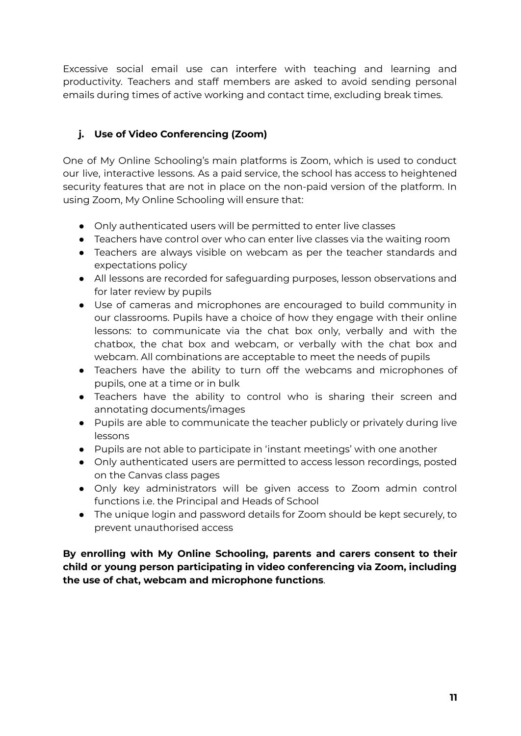Excessive social email use can interfere with teaching and learning and productivity. Teachers and staff members are asked to avoid sending personal emails during times of active working and contact time, excluding break times.

### j. Use of Video Conferencing (Zoom)

One of My Online Schooling's main platforms is Zoom, which is used to conduct our live, interactive lessons. As a paid service, the school has access to heightened security features that are not in place on the non-paid version of the platform. In using Zoom, My Online Schooling will ensure that:

- Only authenticated users will be permitted to enter live classes
- Teachers have control over who can enter live classes via the waiting room
- Teachers are always visible on webcam as per the teacher standards and expectations policy
- All lessons are recorded for safeguarding purposes, lesson observations and for later review by pupils
- Use of cameras and microphones are encouraged to build community in our classrooms. Pupils have a choice of how they engage with their online lessons: to communicate via the chat box only, verbally and with the chatbox, the chat box and webcam, or verbally with the chat box and webcam. All combinations are acceptable to meet the needs of pupils
- Teachers have the ability to turn off the webcams and microphones of pupils, one at a time or in bulk
- Teachers have the ability to control who is sharing their screen and annotating documents/images
- Pupils are able to communicate the teacher publicly or privately during live lessons
- Pupils are not able to participate in 'instant meetings' with one another
- Only authenticated users are permitted to access lesson recordings, posted on the Canvas class pages
- Only key administrators will be given access to Zoom admin control functions i.e. the Principal and Heads of School
- The unique login and password details for Zoom should be kept securely, to prevent unauthorised access

**By enrolling with My Online Schooling, parents and carers consent to their child or young person participating in video conferencing via Zoom, including the use of chat, webcam and microphone functions**.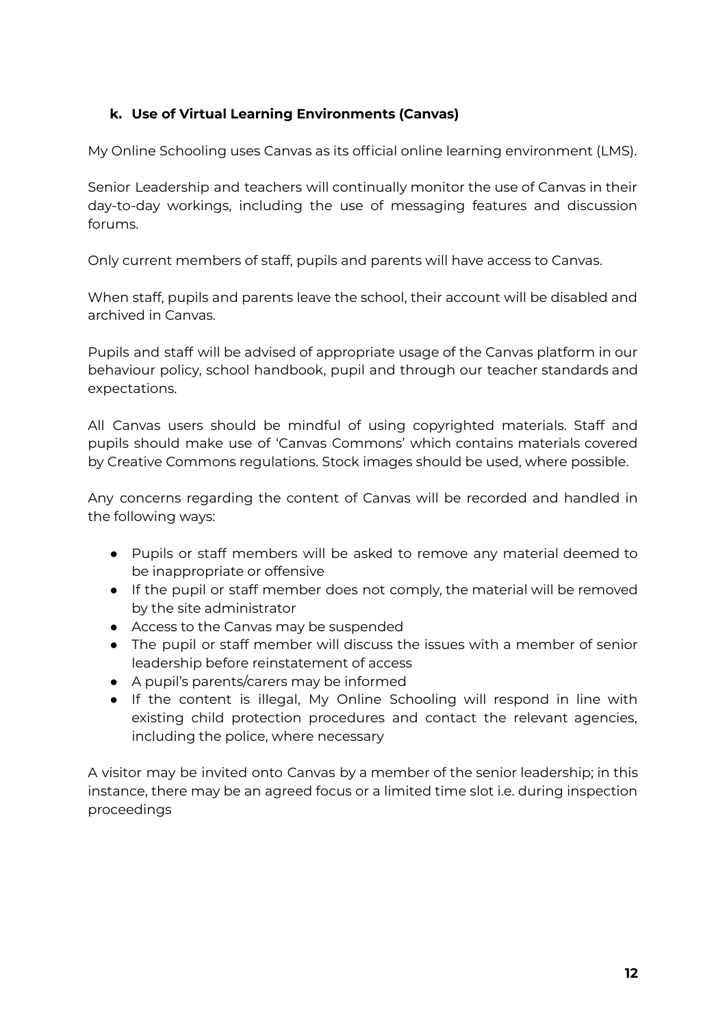### k. Use of Virtual Learning Environments (Canvas)

My Online Schooling uses Canvas as its official online learning environment (LMS).

Senior Leadership and teachers will continually monitor the use of Canvas in their day-to-day workings, including the use of messaging features and discussion forums.

Only current members of staff, pupils and parents will have access to Canvas.

When staff, pupils and parents leave the school, their account will be disabled and archived in Canvas.

Pupils and staff will be advised of appropriate usage of the Canvas platform in our behaviour policy, school handbook, pupil and through our teacher standards and expectations.

All Canvas users should be mindful of using copyrighted materials. Staff and pupils should make use of 'Canvas Commons' which contains materials covered by Creative Commons regulations. Stock images should be used, where possible.

Any concerns regarding the content of Canvas will be recorded and handled in the following ways:

- Pupils or staff members will be asked to remove any material deemed to be inappropriate or offensive
- If the pupil or staff member does not comply, the material will be removed by the site administrator
- Access to the Canvas may be suspended
- The pupil or staff member will discuss the issues with a member of senior leadership before reinstatement of access
- A pupil's parents/carers may be informed
- If the content is illegal, My Online Schooling will respond in line with existing child protection procedures and contact the relevant agencies, including the police, where necessary

A visitor may be invited onto Canvas by a member of the senior leadership; in this instance, there may be an agreed focus or a limited time slot i.e. during inspection proceedings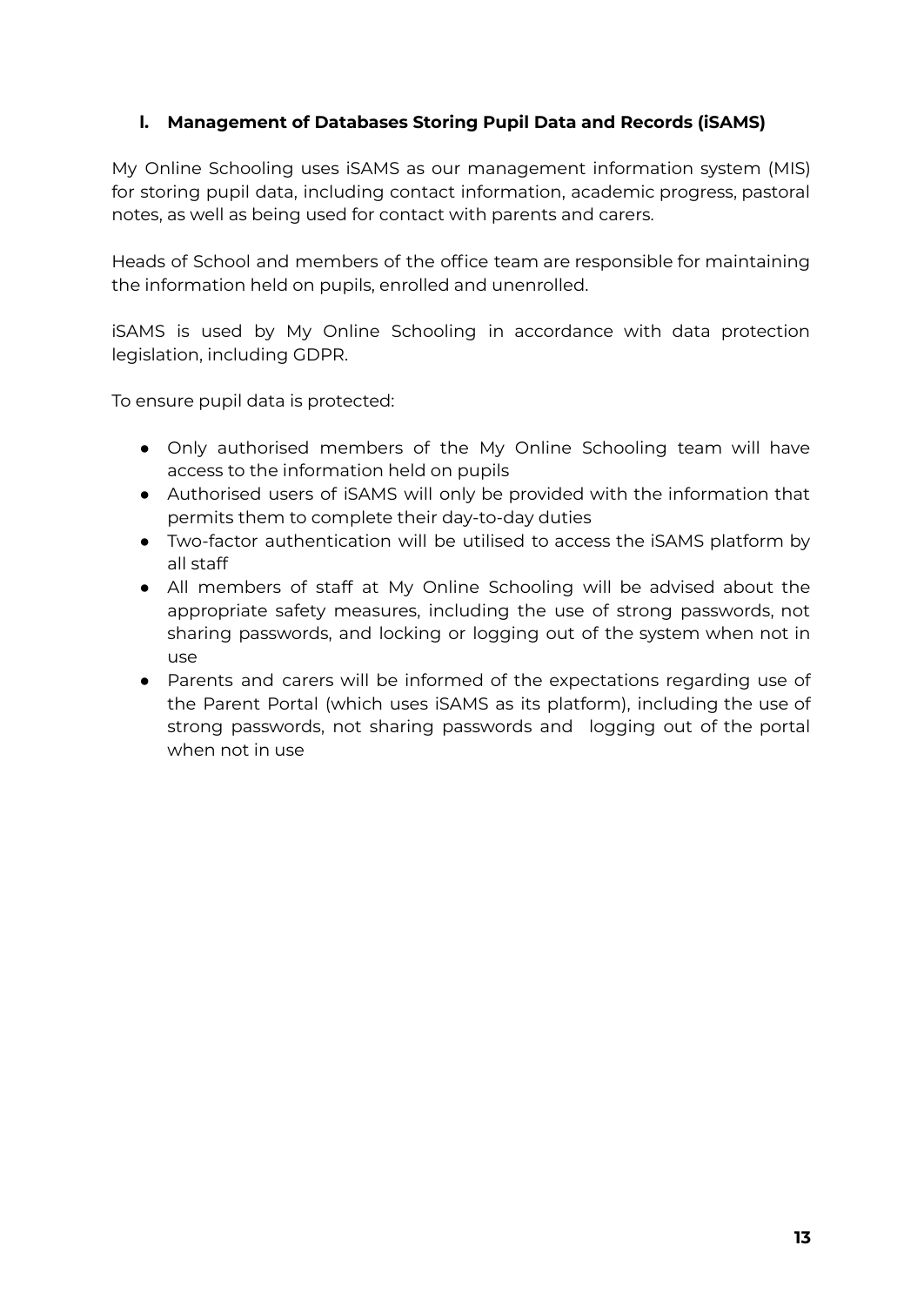### l. Management of Databases Storing Pupil Data and Records (iSAMS)

My Online Schooling uses iSAMS as our management information system (MIS) for storing pupil data, including contact information, academic progress, pastoral notes, as well as being used for contact with parents and carers.

Heads of School and members of the office team are responsible for maintaining the information held on pupils, enrolled and unenrolled.

iSAMS is used by My Online Schooling in accordance with data protection legislation, including GDPR.

To ensure pupil data is protected:

- Only authorised members of the My Online Schooling team will have access to the information held on pupils
- Authorised users of iSAMS will only be provided with the information that permits them to complete their day-to-day duties
- Two-factor authentication will be utilised to access the iSAMS platform by all staff
- All members of staff at My Online Schooling will be advised about the appropriate safety measures, including the use of strong passwords, not sharing passwords, and locking or logging out of the system when not in use
- Parents and carers will be informed of the expectations regarding use of the Parent Portal (which uses iSAMS as its platform), including the use of strong passwords, not sharing passwords and logging out of the portal when not in use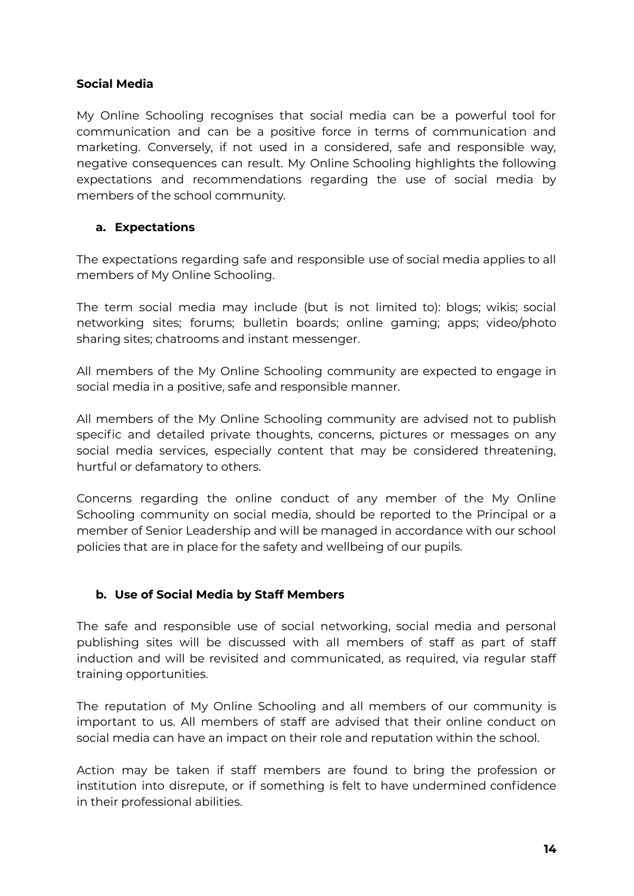**Social Media**

My Online Schooling recognises that social media can be a powerful tool for communication and can be a positive force in terms of communication and marketing. Conversely, if not used in a considered, safe and responsible way, negative consequences can result. My Online Schooling highlights the following expectations and recommendations regarding the use of social media by members of the school community.

**a. Expectations**

The expectations regarding safe and responsible use of social media applies to all members of My Online Schooling.

The term social media may include (but is not limited to): blogs; wikis; social networking sites; forums; bulletin boards; online gaming; apps; video/photo sharing sites; chatrooms and instant messenger.

All members of the My Online Schooling community are expected to engage in social media in a positive, safe and responsible manner.

All members of the My Online Schooling community are advised not to publish specific and detailed private thoughts, concerns, pictures or messages on any social media services, especially content that may be considered threatening, hurtful or defamatory to others.

Concerns regarding the online conduct of any member of the My Online Schooling community on social media, should be reported to the Principal or a member of Senior Leadership and will be managed in accordance with our school policies that are in place for the safety and wellbeing of our pupils.

**b. Use of Social Media by Staff Members**

The safe and responsible use of social networking, social media and personal publishing sites will be discussed with all members of staff as part of staff induction and will be revisited and communicated, as required, via regular staff training opportunities.

The reputation of My Online Schooling and all members of our community is important to us. All members of staff are advised that their online conduct on social media can have an impact on their role and reputation within the school.

Action may be taken if staff members are found to bring the profession or institution into disrepute, or if something is felt to have undermined confidence in their professional abilities.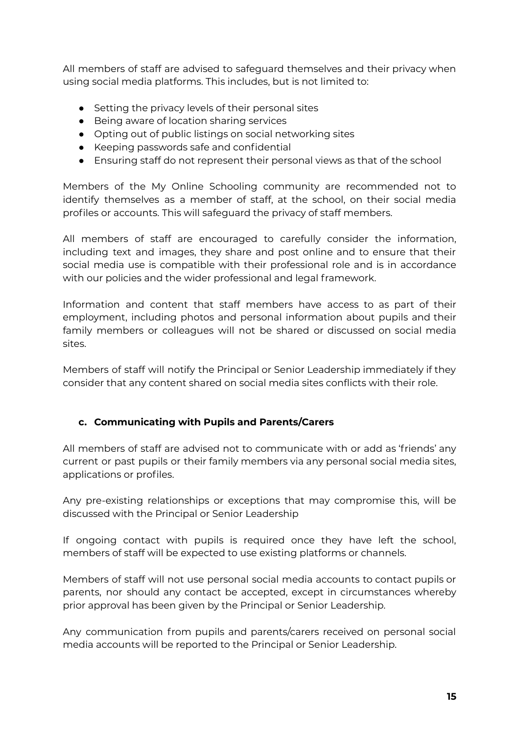All members of staff are advised to safeguard themselves and their privacy when using social media platforms. This includes, but is not limited to:

- Setting the privacy levels of their personal sites
- Being aware of location sharing services
- Opting out of public listings on social networking sites
- Keeping passwords safe and confidential
- Ensuring staff do not represent their personal views as that of the school

Members of the My Online Schooling community are recommended not to identify themselves as a member of staff, at the school, on their social media profiles or accounts. This will safeguard the privacy of staff members.

All members of staff are encouraged to carefully consider the information, including text and images, they share and post online and to ensure that their social media use is compatible with their professional role and is in accordance with our policies and the wider professional and legal framework.

Information and content that staff members have access to as part of their employment, including photos and personal information about pupils and their family members or colleagues will not be shared or discussed on social media sites.

Members of staff will notify the Principal or Senior Leadership immediately if they consider that any content shared on social media sites conflicts with their role.

### c. Communicating with Pupils and Parents/Carers

All members of staff are advised not to communicate with or add as 'friends' any current or past pupils or their family members via any personal social media sites, applications or profiles.

Any pre-existing relationships or exceptions that may compromise this, will be discussed with the Principal or Senior Leadership

If ongoing contact with pupils is required once they have left the school, members of staff will be expected to use existing platforms or channels.

Members of staff will not use personal social media accounts to contact pupils or parents, nor should any contact be accepted, except in circumstances whereby prior approval has been given by the Principal or Senior Leadership.

Any communication from pupils and parents/carers received on personal social media accounts will be reported to the Principal or Senior Leadership.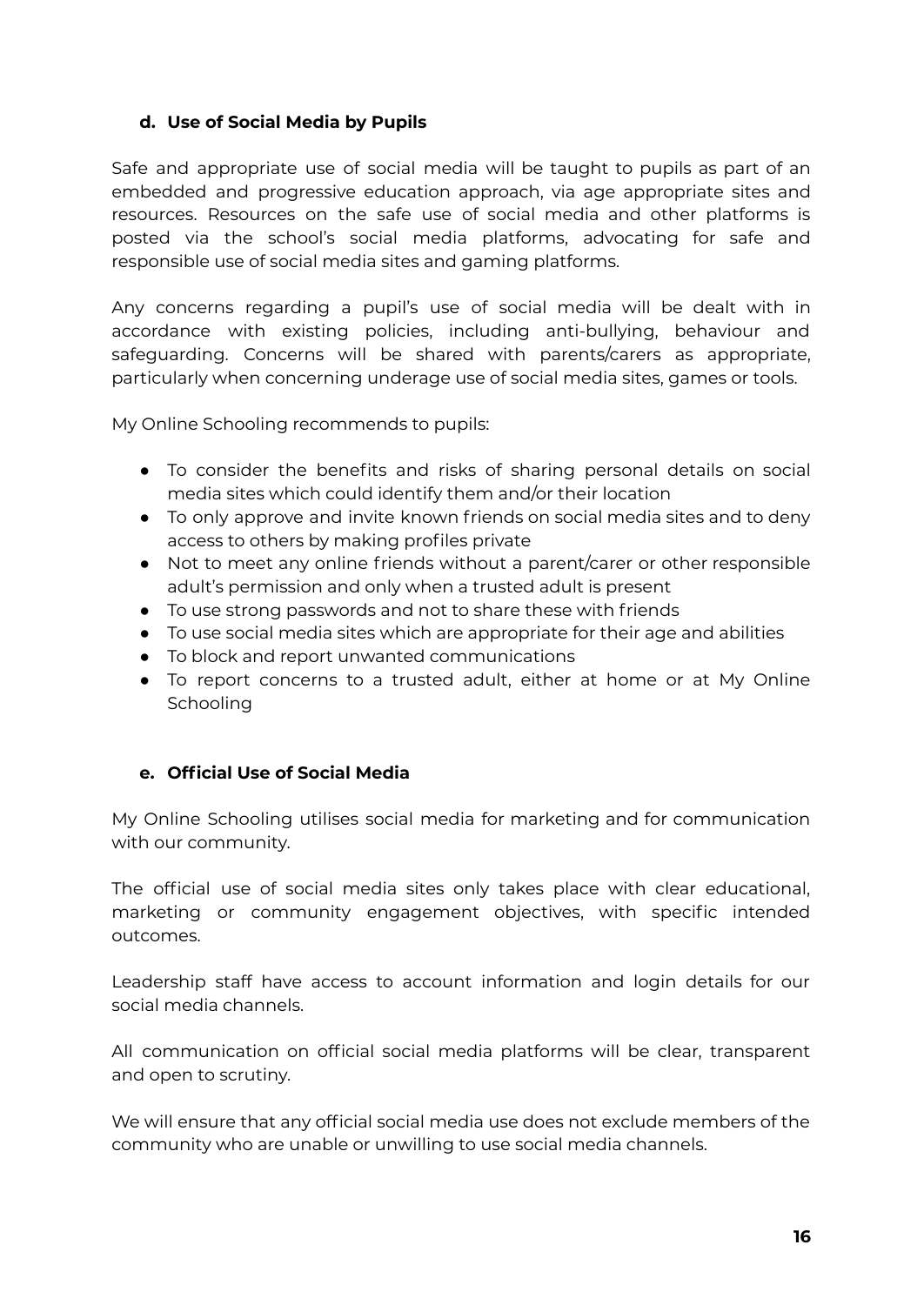#### d. Use of Social Media by Pupils

Safe and appropriate use of social media will be taught to pupils as part of an embedded and progressive education approach, via age appropriate sites and resources. Resources on the safe use of social media and other platforms is posted via the school's social media platforms, advocating for safe and responsible use of social media sites and gaming platforms.

Any concerns regarding a pupil's use of social media will be dealt with in accordance with existing policies, including anti-bullying, behaviour and safeguarding. Concerns will be shared with parents/carers as appropriate, particularly when concerning underage use of social media sites, games or tools.

My Online Schooling recommends to pupils:

- To consider the benefits and risks of sharing personal details on social media sites which could identify them and/or their location
- To only approve and invite known friends on social media sites and to deny access to others by making profiles private
- Not to meet any online friends without a parent/carer or other responsible adult's permission and only when a trusted adult is present
- To use strong passwords and not to share these with friends
- To use social media sites which are appropriate for their age and abilities
- To block and report unwanted communications
- To report concerns to a trusted adult, either at home or at My Online Schooling

#### e. Official Use of Social Media

My Online Schooling utilises social media for marketing and for communication with our community.

The official use of social media sites only takes place with clear educational, marketing or community engagement objectives, with specific intended outcomes.

Leadership staff have access to account information and login details for our social media channels.

All communication on official social media platforms will be clear, transparent and open to scrutiny.

We will ensure that any official social media use does not exclude members of the community who are unable or unwilling to use social media channels.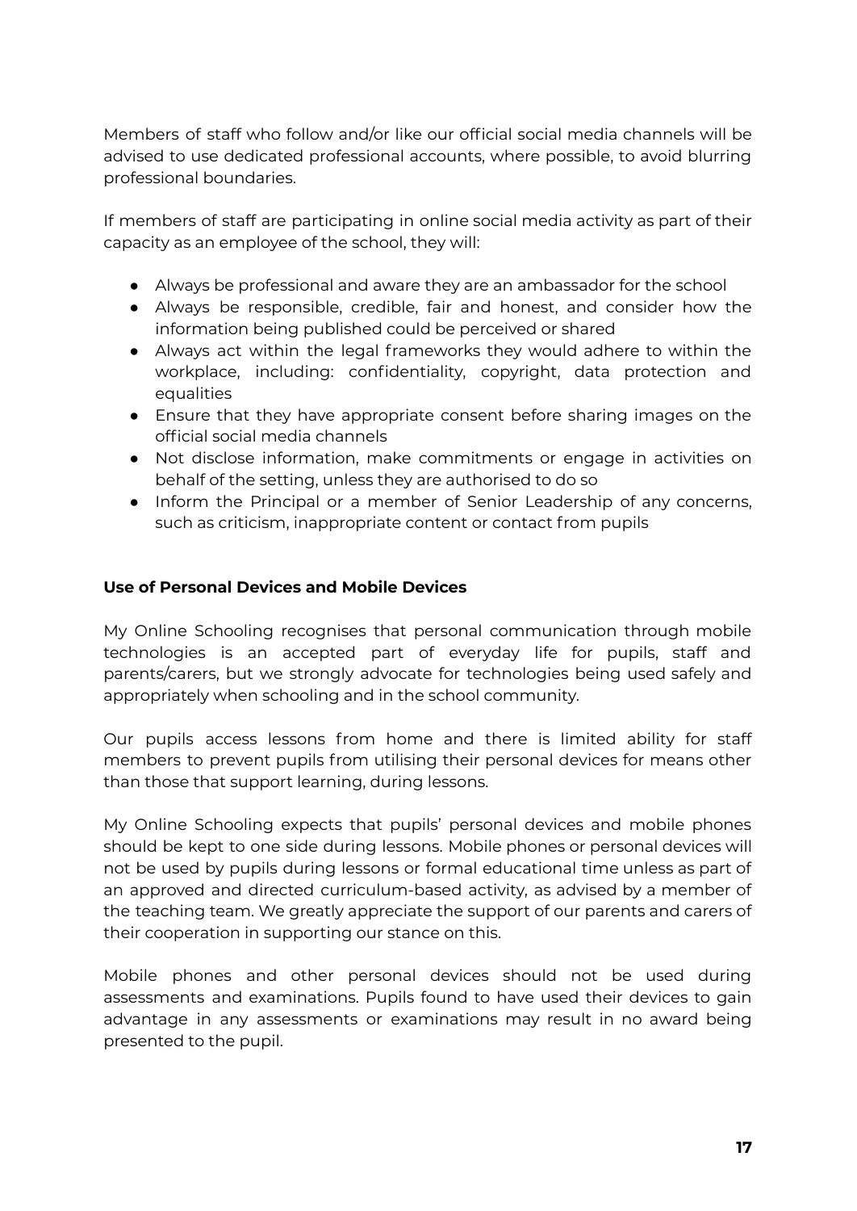Members of staff who follow and/or like our official social media channels will be advised to use dedicated professional accounts, where possible, to avoid blurring professional boundaries.

If members of staff are participating in online social media activity as part of their capacity as an employee of the school, they will:

- Always be professional and aware they are an ambassador for the school
- Always be responsible, credible, fair and honest, and consider how the information being published could be perceived or shared
- Always act within the legal frameworks they would adhere to within the workplace, including: confidentiality, copyright, data protection and equalities
- Ensure that they have appropriate consent before sharing images on the official social media channels
- Not disclose information, make commitments or engage in activities on behalf of the setting, unless they are authorised to do so
- Inform the Principal or a member of Senior Leadership of any concerns, such as criticism, inappropriate content or contact from pupils

**Use of Personal Devices and Mobile Devices**

My Online Schooling recognises that personal communication through mobile technologies is an accepted part of everyday life for pupils, staff and parents/carers, but we strongly advocate for technologies being used safely and appropriately when schooling and in the school community.

Our pupils access lessons from home and there is limited ability for staff members to prevent pupils from utilising their personal devices for means other than those that support learning, during lessons.

My Online Schooling expects that pupils' personal devices and mobile phones should be kept to one side during lessons. Mobile phones or personal devices will not be used by pupils during lessons or formal educational time unless as part of an approved and directed curriculum-based activity, as advised by a member of the teaching team. We greatly appreciate the support of our parents and carers of their cooperation in supporting our stance on this.

Mobile phones and other personal devices should not be used during assessments and examinations. Pupils found to have used their devices to gain advantage in any assessments or examinations may result in no award being presented to the pupil.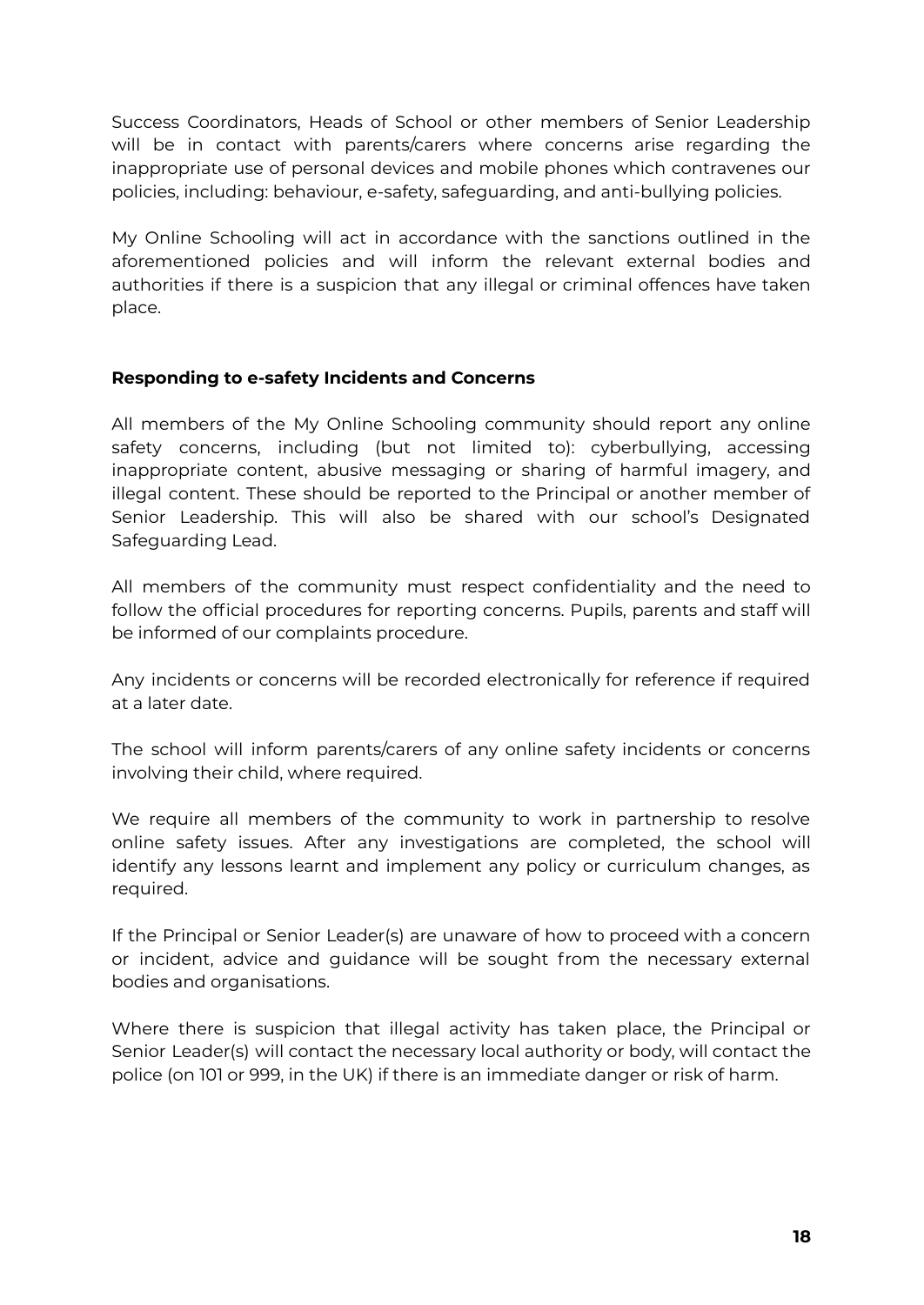Success Coordinators, Heads of School or other members of Senior Leadership will be in contact with parents/carers where concerns arise regarding the inappropriate use of personal devices and mobile phones which contravenes our policies, including: behaviour, e-safety, safeguarding, and anti-bullying policies.

My Online Schooling will act in accordance with the sanctions outlined in the aforementioned policies and will inform the relevant external bodies and authorities if there is a suspicion that any illegal or criminal offences have taken place.

### Responding to e-safety Incidents and Concerns

All members of the My Online Schooling community should report any online safety concerns, including (but not limited to): cyberbullying, accessing inappropriate content, abusive messaging or sharing of harmful imagery, and illegal content. These should be reported to the Principal or another member of Senior Leadership. This will also be shared with our school's Designated Safeguarding Lead.

All members of the community must respect confidentiality and the need to follow the official procedures for reporting concerns. Pupils, parents and staff will be informed of our complaints procedure.

Any incidents or concerns will be recorded electronically for reference if required at a later date.

The school will inform parents/carers of any online safety incidents or concerns involving their child, where required.

We require all members of the community to work in partnership to resolve online safety issues. After any investigations are completed, the school will identify any lessons learnt and implement any policy or curriculum changes, as required.

If the Principal or Senior Leader(s) are unaware of how to proceed with a concern or incident, advice and guidance will be sought from the necessary external bodies and organisations.

Where there is suspicion that illegal activity has taken place, the Principal or Senior Leader(s) will contact the necessary local authority or body, will contact the police (on 101 or 999, in the UK) if there is an immediate danger or risk of harm.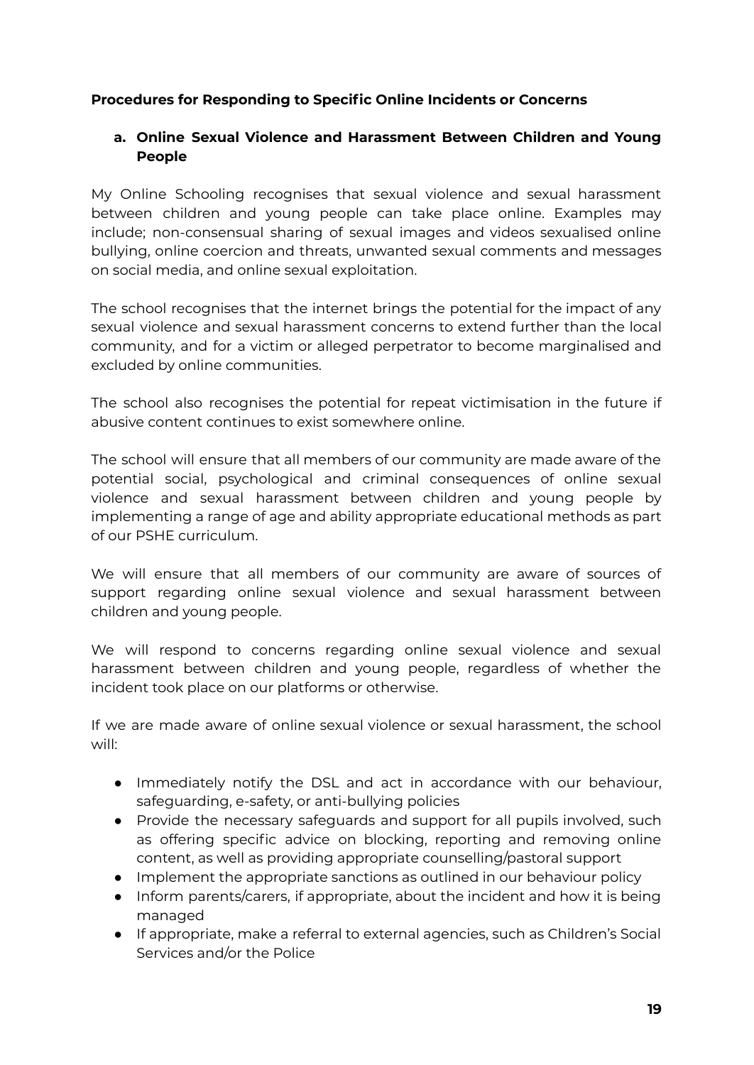**Procedures for Responding to Specific Online Incidents or Concerns**

**a. Online Sexual Violence and Harassment Between Children and Young People**

My Online Schooling recognises that sexual violence and sexual harassment between children and young people can take place online. Examples may include; non-consensual sharing of sexual images and videos sexualised online bullying, online coercion and threats, unwanted sexual comments and messages on social media, and online sexual exploitation.

The school recognises that the internet brings the potential for the impact of any sexual violence and sexual harassment concerns to extend further than the local community, and for a victim or alleged perpetrator to become marginalised and excluded by online communities.

The school also recognises the potential for repeat victimisation in the future if abusive content continues to exist somewhere online.

The school will ensure that all members of our community are made aware of the potential social, psychological and criminal consequences of online sexual violence and sexual harassment between children and young people by implementing a range of age and ability appropriate educational methods as part of our PSHE curriculum.

We will ensure that all members of our community are aware of sources of support regarding online sexual violence and sexual harassment between children and young people.

We will respond to concerns regarding online sexual violence and sexual harassment between children and young people, regardless of whether the incident took place on our platforms or otherwise.

If we are made aware of online sexual violence or sexual harassment, the school will:

- Immediately notify the DSL and act in accordance with our behaviour, safeguarding, e-safety, or anti-bullying policies
- Provide the necessary safeguards and support for all pupils involved, such as offering specific advice on blocking, reporting and removing online content, as well as providing appropriate counselling/pastoral support
- Implement the appropriate sanctions as outlined in our behaviour policy
- Inform parents/carers, if appropriate, about the incident and how it is being managed
- If appropriate, make a referral to external agencies, such as Children's Social Services and/or the Police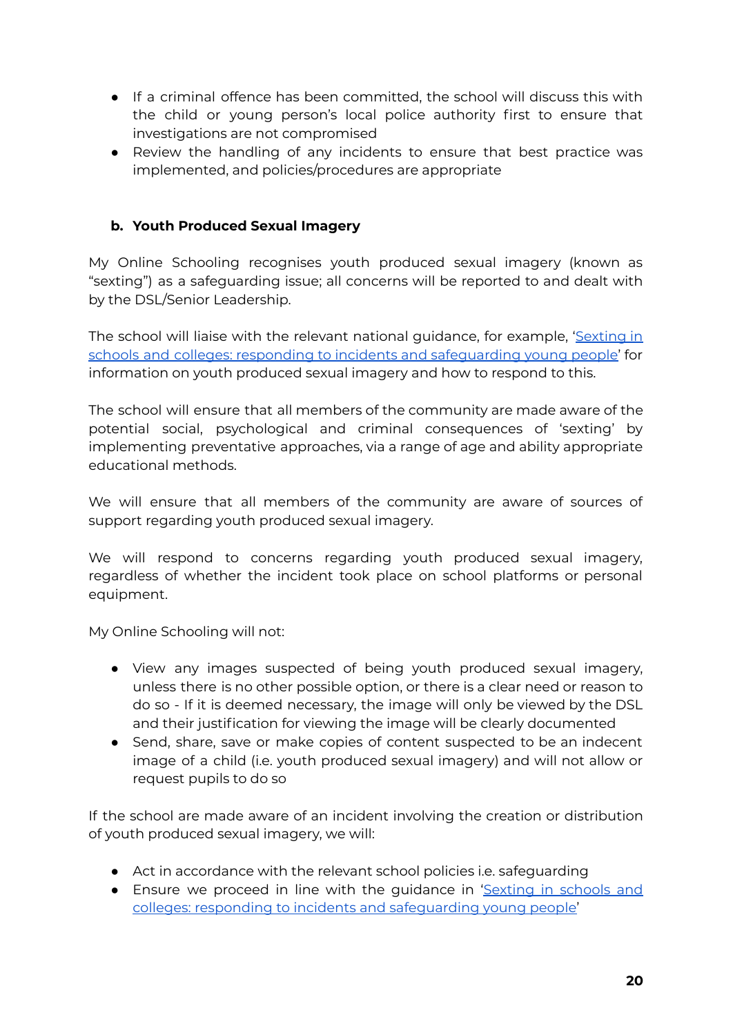- If a criminal offence has been committed, the school will discuss this with the child or young person's local police authority first to ensure that investigations are not compromised
- Review the handling of any incidents to ensure that best practice was implemented, and policies/procedures are appropriate

### b. Youth Produced Sexual Imagery

My Online Schooling recognises youth produced sexual imagery (known as "sexting") as a safeguarding issue; all concerns will be reported to and dealt with by the DSL/Senior Leadership.

The school will liaise with the relevant national guidance, for example, 'Sexting in schools and colleges: responding to incidents and safeguarding young people' for information on youth produced sexual imagery and how to respond to this.

The school will ensure that all members of the community are made aware of the potential social, psychological and criminal consequences of 'sexting' by implementing preventative approaches, via a range of age and ability appropriate educational methods.

We will ensure that all members of the community are aware of sources of support regarding youth produced sexual imagery.

We will respond to concerns regarding youth produced sexual imagery, regardless of whether the incident took place on school platforms or personal equipment.

My Online Schooling will not:

- View any images suspected of being youth produced sexual imagery, unless there is no other possible option, or there is a clear need or reason to do so - If it is deemed necessary, the image will only be viewed by the DSL and their justification for viewing the image will be clearly documented
- Send, share, save or make copies of content suspected to be an indecent image of a child (i.e. youth produced sexual imagery) and will not allow or request pupils to do so

If the school are made aware of an incident involving the creation or distribution of youth produced sexual imagery, we will:

- Act in accordance with the relevant school policies i.e. safeguarding
- Ensure we proceed in line with the guidance in 'Sexting in schools and colleges: responding to incidents and safeguarding young people'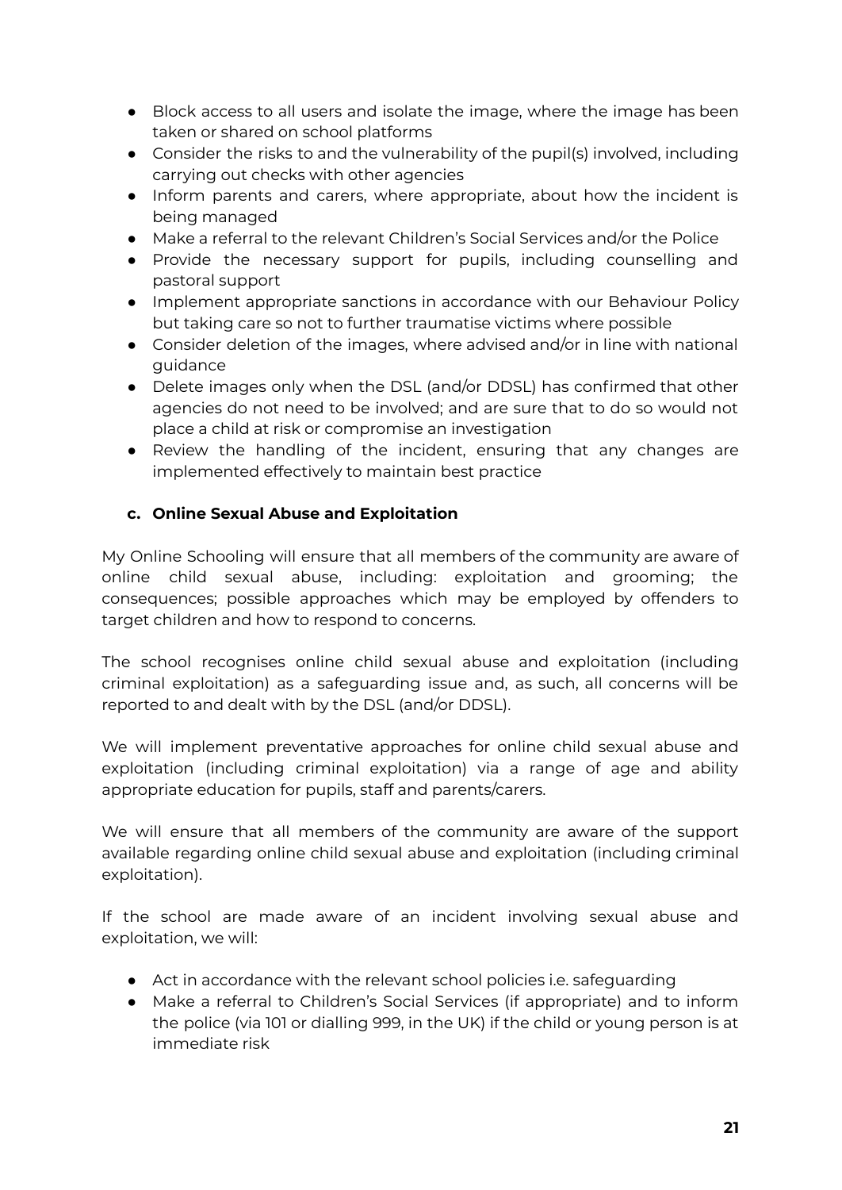- Block access to all users and isolate the image, where the image has been taken or shared on school platforms
- Consider the risks to and the vulnerability of the pupil(s) involved, including carrying out checks with other agencies
- Inform parents and carers, where appropriate, about how the incident is being managed
- Make a referral to the relevant Children's Social Services and/or the Police
- Provide the necessary support for pupils, including counselling and pastoral support
- Implement appropriate sanctions in accordance with our Behaviour Policy but taking care so not to further traumatise victims where possible
- Consider deletion of the images, where advised and/or in line with national guidance
- Delete images only when the DSL (and/or DDSL) has confirmed that other agencies do not need to be involved; and are sure that to do so would not place a child at risk or compromise an investigation
- Review the handling of the incident, ensuring that any changes are implemented effectively to maintain best practice

#### c. Online Sexual Abuse and Exploitation

My Online Schooling will ensure that all members of the community are aware of online child sexual abuse, including: exploitation and grooming; the consequences; possible approaches which may be employed by offenders to target children and how to respond to concerns.

The school recognises online child sexual abuse and exploitation (including criminal exploitation) as a safeguarding issue and, as such, all concerns will be reported to and dealt with by the DSL (and/or DDSL).

We will implement preventative approaches for online child sexual abuse and exploitation (including criminal exploitation) via a range of age and ability appropriate education for pupils, staff and parents/carers.

We will ensure that all members of the community are aware of the support available regarding online child sexual abuse and exploitation (including criminal exploitation).

If the school are made aware of an incident involving sexual abuse and exploitation, we will:

- Act in accordance with the relevant school policies i.e. safeguarding
- Make a referral to Children's Social Services (if appropriate) and to inform the police (via 101 or dialling 999, in the UK) if the child or young person is at immediate risk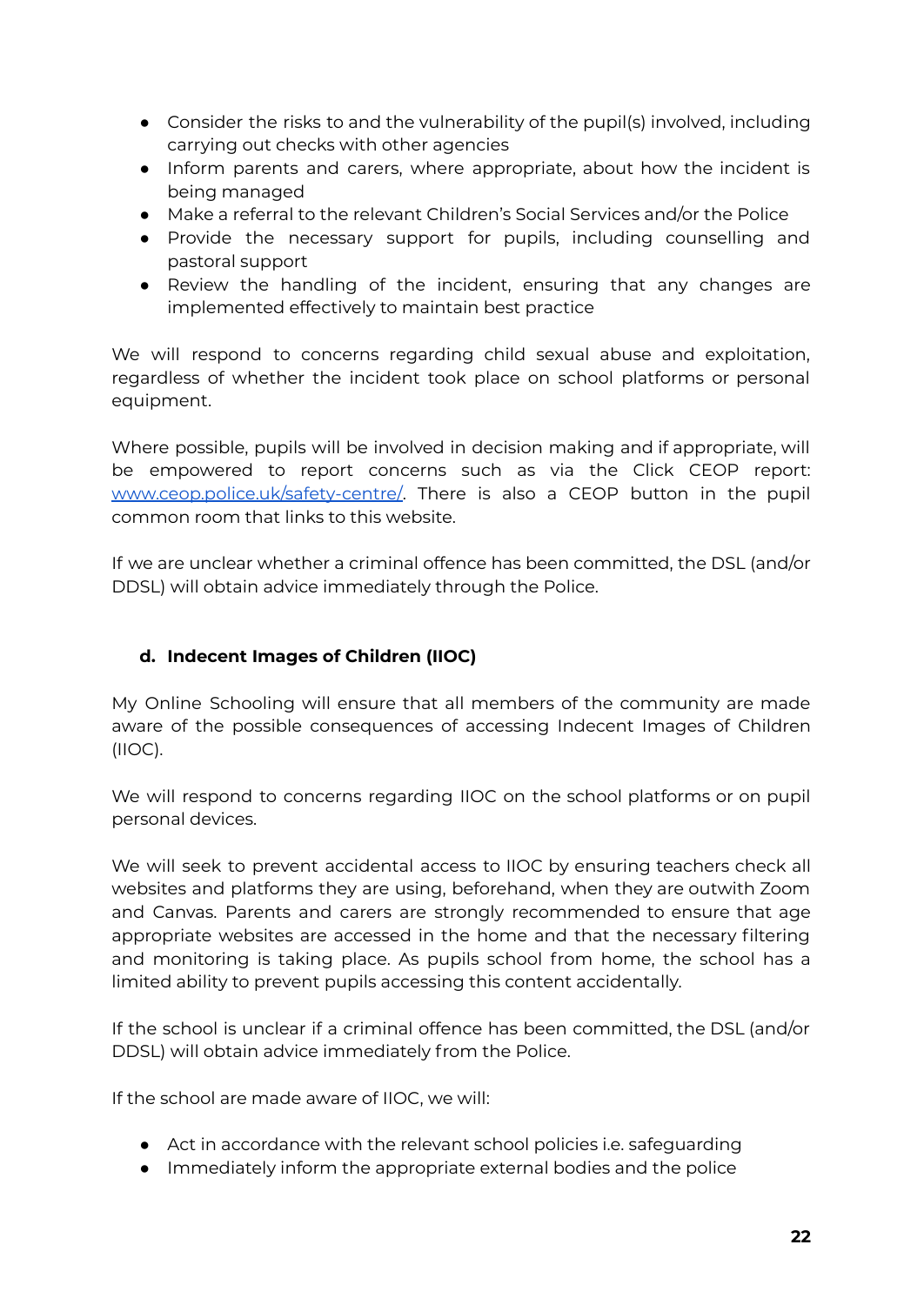- Consider the risks to and the vulnerability of the pupil(s) involved, including carrying out checks with other agencies
- Inform parents and carers, where appropriate, about how the incident is being managed
- Make a referral to the relevant Children's Social Services and/or the Police
- Provide the necessary support for pupils, including counselling and pastoral support
- Review the handling of the incident, ensuring that any changes are implemented effectively to maintain best practice

We will respond to concerns regarding child sexual abuse and exploitation, regardless of whether the incident took place on school platforms or personal equipment.

Where possible, pupils will be involved in decision making and if appropriate, will be empowered to report concerns such as via the Click CEOP report: [www.ceop.police.uk/safety-centre/](www.ceop.police.uk/safety-centre/). There is also a CEOP button in the pupil common room that links to this website.

If we are unclear whether a criminal offence has been committed, the DSL (and/or DDSL) will obtain advice immediately through the Police.

### d. Indecent Images of Children (IIOC)

My Online Schooling will ensure that all members of the community are made aware of the possible consequences of accessing Indecent Images of Children (IIOC).

We will respond to concerns regarding IIOC on the school platforms or on pupil personal devices.

We will seek to prevent accidental access to IIOC by ensuring teachers check all websites and platforms they are using, beforehand, when they are outwith Zoom and Canvas. Parents and carers are strongly recommended to ensure that age appropriate websites are accessed in the home and that the necessary filtering and monitoring is taking place. As pupils school from home, the school has a limited ability to prevent pupils accessing this content accidentally.

If the school is unclear if a criminal offence has been committed, the DSL (and/or DDSL) will obtain advice immediately from the Police.

If the school are made aware of IIOC, we will:

- Act in accordance with the relevant school policies i.e. safeguarding
- Immediately inform the appropriate external bodies and the police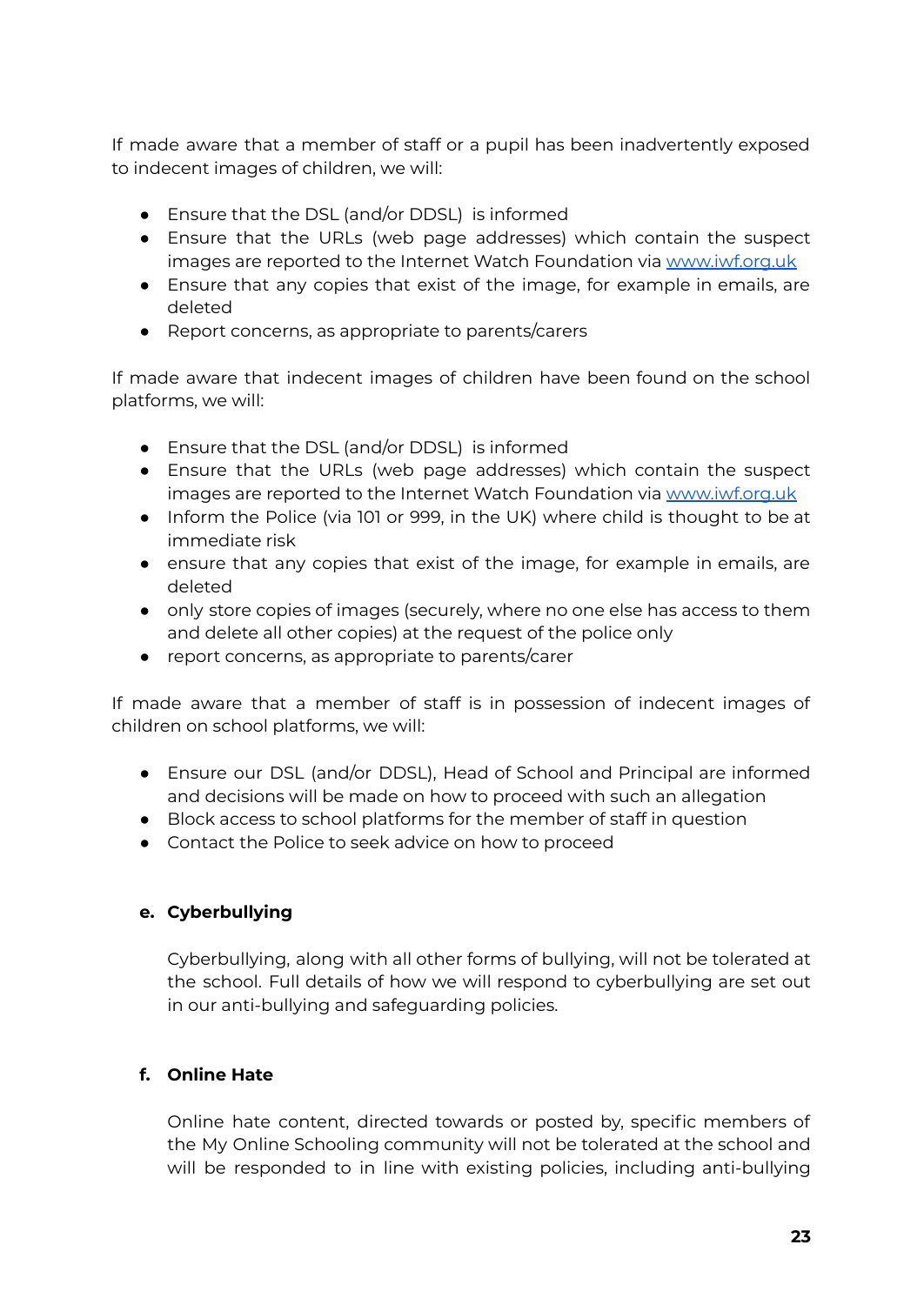If made aware that a member of staff or a pupil has been inadvertently exposed to indecent images of children, we will:

- Ensure that the DSL (and/or DDSL) is informed
- Ensure that the URLs (web page addresses) which contain the suspect images are reported to the Internet Watch Foundation via [www.iwf.org.uk](http://www.iwf.org.uk)
- Ensure that any copies that exist of the image, for example in emails, are deleted
- Report concerns, as appropriate to parents/carers

If made aware that indecent images of children have been found on the school platforms, we will:

- Ensure that the DSL (and/or DDSL) is informed
- Ensure that the URLs (web page addresses) which contain the suspect images are reported to the Internet Watch Foundation via [www.iwf.org.uk](http://www.iwf.org.uk)
- Inform the Police (via 101 or 999, in the UK) where child is thought to be at immediate risk
- ensure that any copies that exist of the image, for example in emails, are deleted
- only store copies of images (securely, where no one else has access to them and delete all other copies) at the request of the police only
- report concerns, as appropriate to parents/carer

If made aware that a member of staff is in possession of indecent images of children on school platforms, we will:

- Ensure our DSL (and/or DDSL), Head of School and Principal are informed and decisions will be made on how to proceed with such an allegation
- Block access to school platforms for the member of staff in question
- Contact the Police to seek advice on how to proceed

**e. Cyberbullying**

Cyberbullying, along with all other forms of bullying, will not be tolerated at the school. Full details of how we will respond to cyberbullying are set out in our anti-bullying and safeguarding policies.

**f. Online Hate**

Online hate content, directed towards or posted by, specific members of the My Online Schooling community will not be tolerated at the school and will be responded to in line with existing policies, including anti-bullying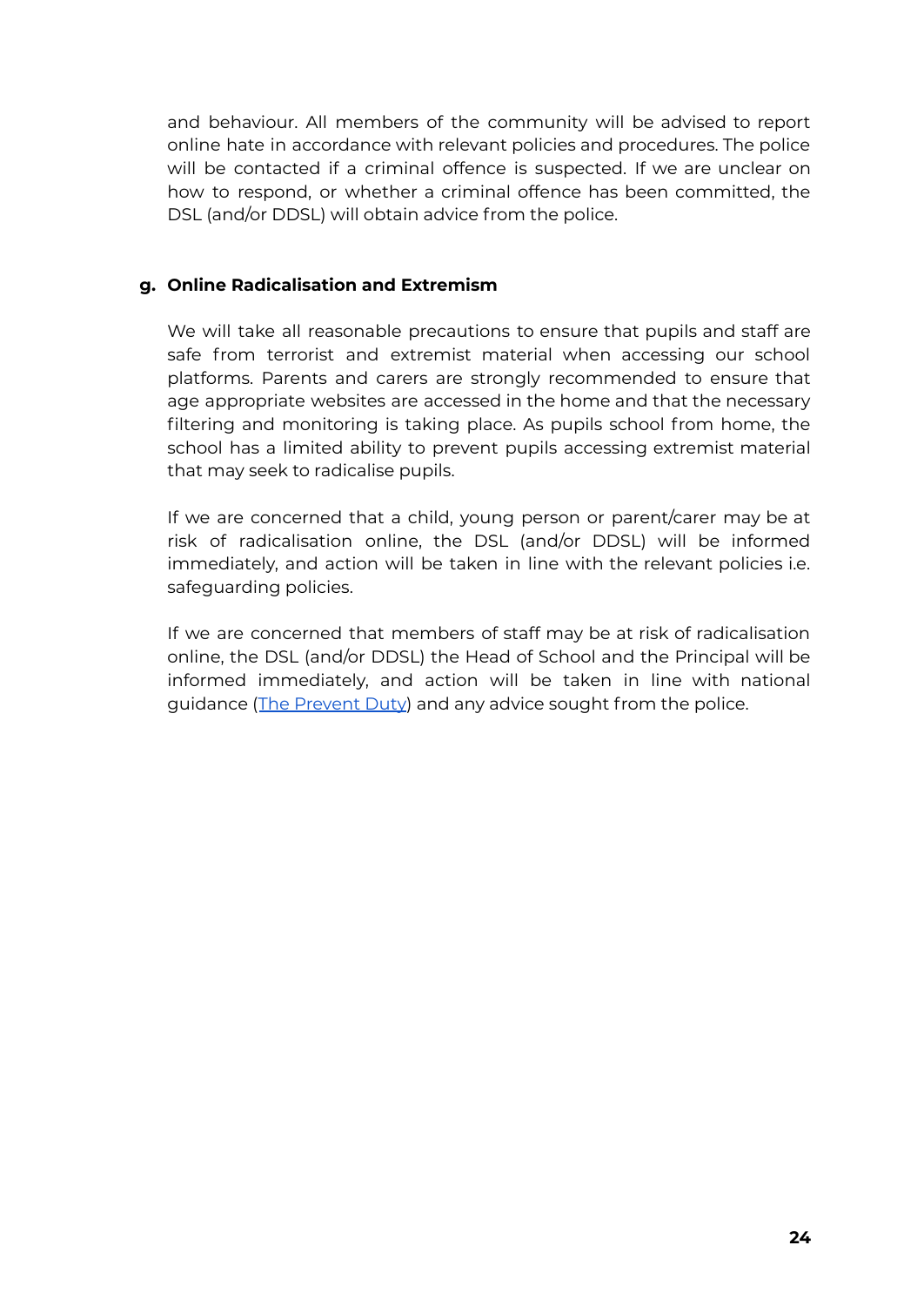and behaviour. All members of the community will be advised to report online hate in accordance with relevant policies and procedures. The police will be contacted if a criminal offence is suspected. If we are unclear on how to respond, or whether a criminal offence has been committed, the DSL (and/or DDSL) will obtain advice from the police.

### g. Online Radicalisation and Extremism

We will take all reasonable precautions to ensure that pupils and staff are safe from terrorist and extremist material when accessing our school platforms. Parents and carers are strongly recommended to ensure that age appropriate websites are accessed in the home and that the necessary filtering and monitoring is taking place. As pupils school from home, the school has a limited ability to prevent pupils accessing extremist material that may seek to radicalise pupils.

If we are concerned that a child, young person or parent/carer may be at risk of radicalisation online, the DSL (and/or DDSL) will be informed immediately, and action will be taken in line with the relevant policies i.e. safeguarding policies.

If we are concerned that members of staff may be at risk of radicalisation online, the DSL (and/or DDSL) the Head of School and the Principal will be informed immediately, and action will be taken in line with national guidance (The Prevent Duty) and any advice sought from the police.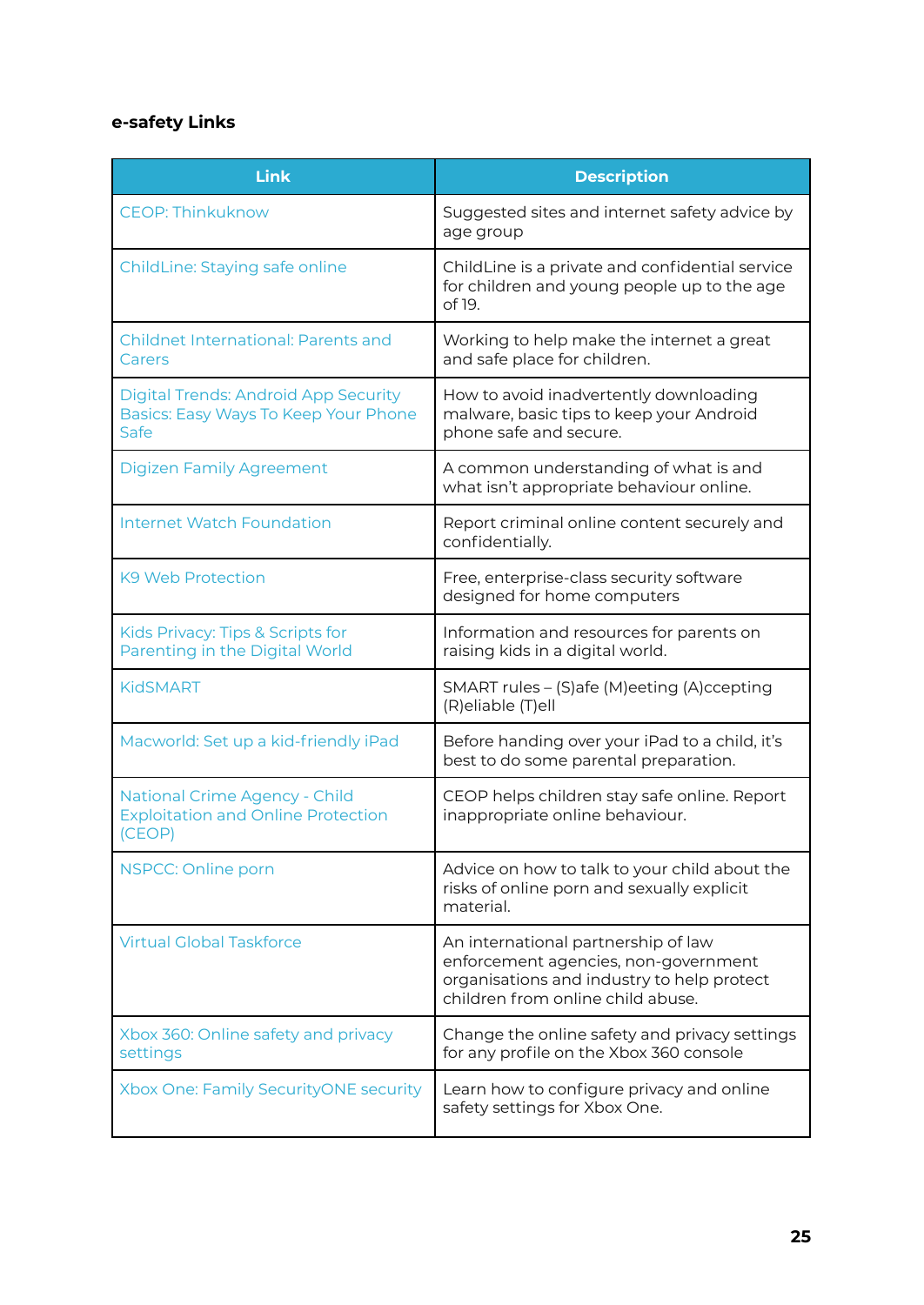**e-safety Links**

| Link | Description |
| --- | --- |
| CEOP: Thinkuknow | Suggested sites and internet safety advice by age group |
| ChildLine: Staying safe online | ChildLine is a private and confidential service for children and young people up to the age of 19. |
| Childnet International: Parents and Carers | Working to help make the internet a great and safe place for children. |
| Digital Trends: Android App Security Basics: Easy Ways To Keep Your Phone Safe | How to avoid inadvertently downloading malware, basic tips to keep your Android phone safe and secure. |
| Digizen Family Agreement | A common understanding of what is and what isn't appropriate behaviour online. |
| Internet Watch Foundation | Report criminal online content securely and confidentially. |
| K9 Web Protection | Free, enterprise-class security software designed for home computers |
| Kids Privacy: Tips & Scripts for Parenting in the Digital World | Information and resources for parents on raising kids in a digital world. |
| KidSMART | SMART rules – (S)afe (M)eeting (A)ccepting (R)eliable (T)ell |
| Macworld: Set up a kid-friendly iPad | Before handing over your iPad to a child, it's best to do some parental preparation. |
| National Crime Agency - Child Exploitation and Online Protection (CEOP) | CEOP helps children stay safe online. Report inappropriate online behaviour. |
| NSPCC: Online porn | Advice on how to talk to your child about the risks of online porn and sexually explicit material. |
| Virtual Global Taskforce | An international partnership of law enforcement agencies, non-government organisations and industry to help protect children from online child abuse. |
| Xbox 360: Online safety and privacy settings | Change the online safety and privacy settings for any profile on the Xbox 360 console |
| Xbox One: Family SecurityONE security | Learn how to configure privacy and online safety settings for Xbox One. |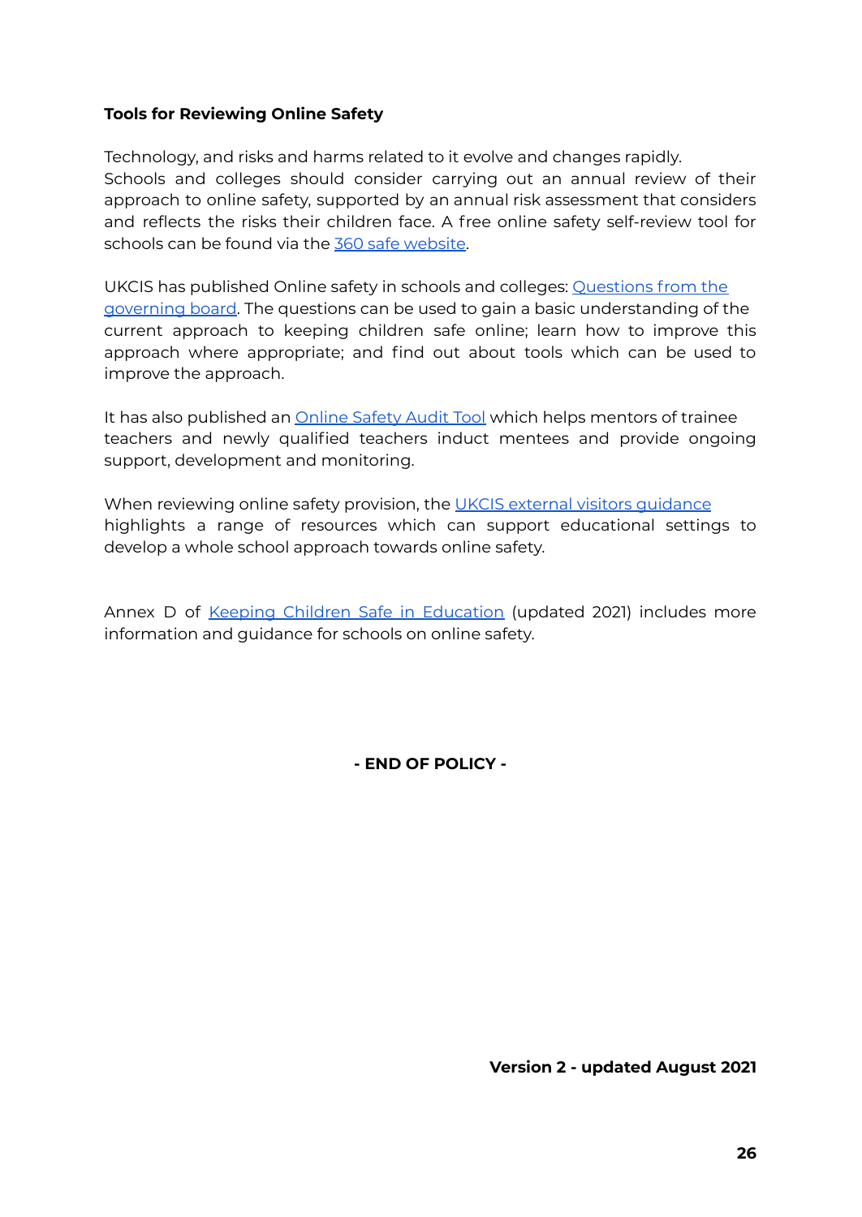**Tools for Reviewing Online Safety**

Technology, and risks and harms related to it evolve and changes rapidly.
Schools and colleges should consider carrying out an annual review of their approach to online safety, supported by an annual risk assessment that considers and reflects the risks their children face. A free online safety self-review tool for schools can be found via the 360 safe website.

UKCIS has published Online safety in schools and colleges: Questions from the governing board. The questions can be used to gain a basic understanding of the current approach to keeping children safe online; learn how to improve this approach where appropriate; and find out about tools which can be used to improve the approach.

It has also published an Online Safety Audit Tool which helps mentors of trainee teachers and newly qualified teachers induct mentees and provide ongoing support, development and monitoring.

When reviewing online safety provision, the UKCIS external visitors guidance highlights a range of resources which can support educational settings to develop a whole school approach towards online safety.

Annex D of Keeping Children Safe in Education (updated 2021) includes more information and guidance for schools on online safety.

**- END OF POLICY -**

**Version 2 - updated August 2021**